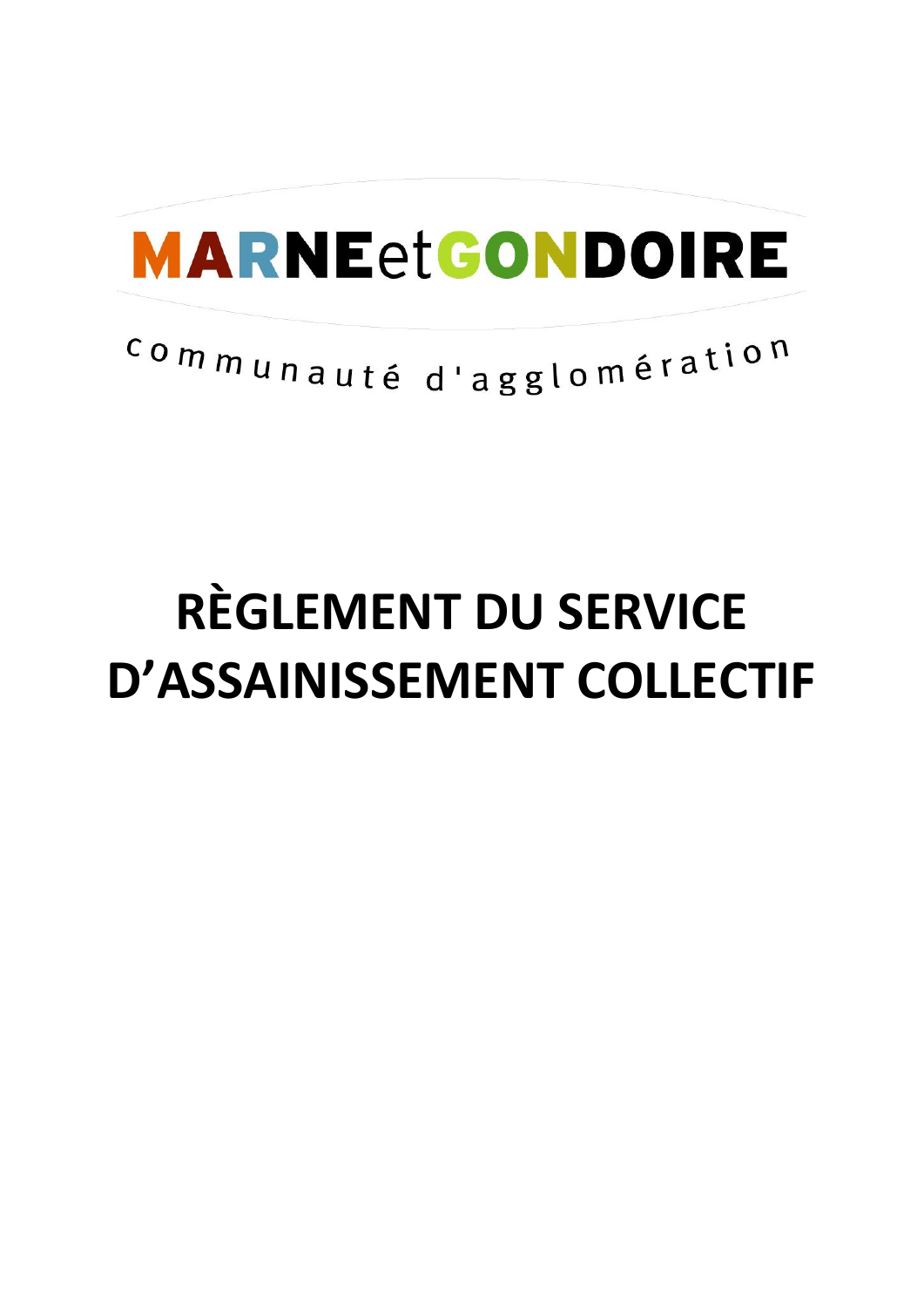MARNEetGONDOIRE

communauté d'agglomération

# RÈGLEMENT DU SERVICE D'ASSAINISSEMENT COLLECTIF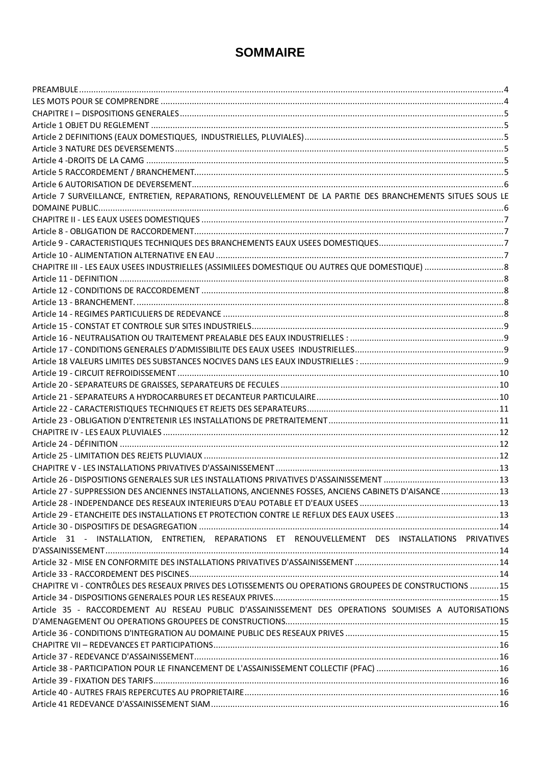# SOMMAIRE

PREAMBULE ..... 4
LES MOTS POUR SE COMPRENDRE ..... 4
CHAPITRE I – DISPOSITIONS GENERALES ..... 5
Article 1 OBJET DU REGLEMENT ..... 5
Article 2 DEFINITIONS (EAUX DOMESTIQUES, INDUSTRIELLES, PLUVIALES) ..... 5
Article 3 NATURE DES DEVERSEMENTS ..... 5
Article 4 -DROITS DE LA CAMG ..... 5
Article 5 RACCORDEMENT / BRANCHEMENT ..... 5
Article 6 AUTORISATION DE DEVERSEMENT ..... 6
Article 7 SURVEILLANCE, ENTRETIEN, REPARATIONS, RENOUVELLEMENT DE LA PARTIE DES BRANCHEMENTS SITUES SOUS LE DOMAINE PUBLIC ..... 6
CHAPITRE II - LES EAUX USEES DOMESTIQUES ..... 7
Article 8 - OBLIGATION DE RACCORDEMENT ..... 7
Article 9 - CARACTERISTIQUES TECHNIQUES DES BRANCHEMENTS EAUX USEES DOMESTIQUES ..... 7
Article 10 - ALIMENTATION ALTERNATIVE EN EAU ..... 7
CHAPITRE III - LES EAUX USEES INDUSTRIELLES (ASSIMILEES DOMESTIQUE OU AUTRES QUE DOMESTIQUE) ..... 8
Article 11 - DEFINITION ..... 8
Article 12 - CONDITIONS DE RACCORDEMENT ..... 8
Article 13 - BRANCHEMENT. ..... 8
Article 14 - REGIMES PARTICULIERS DE REDEVANCE ..... 8
Article 15 - CONSTAT ET CONTROLE SUR SITES INDUSTRIELS ..... 9
Article 16 - NEUTRALISATION OU TRAITEMENT PREALABLE DES EAUX INDUSTRIELLES : ..... 9
Article 17 - CONDITIONS GENERALES D'ADMISSIBILITE DES EAUX USEES INDUSTRIELLES ..... 9
Article 18 VALEURS LIMITES DES SUBSTANCES NOCIVES DANS LES EAUX INDUSTRIELLES : ..... 9
Article 19 - CIRCUIT REFROIDISSEMENT ..... 10
Article 20 - SEPARATEURS DE GRAISSES, SEPARATEURS DE FECULES ..... 10
Article 21 - SEPARATEURS A HYDROCARBURES ET DECANTEUR PARTICULAIRE ..... 10
Article 22 - CARACTERISTIQUES TECHNIQUES ET REJETS DES SEPARATEURS ..... 11
Article 23 - OBLIGATION D'ENTRETENIR LES INSTALLATIONS DE PRETRAITEMENT ..... 11
CHAPITRE IV - LES EAUX PLUVIALES ..... 12
Article 24 - DÉFINITION ..... 12
Article 25 - LIMITATION DES REJETS PLUVIAUX ..... 12
CHAPITRE V - LES INSTALLATIONS PRIVATIVES D'ASSAINISSEMENT ..... 13
Article 26 - DISPOSITIONS GENERALES SUR LES INSTALLATIONS PRIVATIVES D'ASSAINISSEMENT ..... 13
Article 27 - SUPPRESSION DES ANCIENNES INSTALLATIONS, ANCIENNES FOSSES, ANCIENS CABINETS D'AISANCE ..... 13
Article 28 - INDEPENDANCE DES RESEAUX INTERIEURS D'EAU POTABLE ET D'EAUX USEES ..... 13
Article 29 - ETANCHEITE DES INSTALLATIONS ET PROTECTION CONTRE LE REFLUX DES EAUX USEES ..... 13
Article 30 - DISPOSITIFS DE DESAGREGATION ..... 14
Article 31 - INSTALLATION, ENTRETIEN, REPARATIONS ET RENOUVELLEMENT DES INSTALLATIONS PRIVATIVES D'ASSAINISSEMENT ..... 14
Article 32 - MISE EN CONFORMITE DES INSTALLATIONS PRIVATIVES D'ASSAINISSEMENT ..... 14
Article 33 - RACCORDEMENT DES PISCINES ..... 14
CHAPITRE VI - CONTRÔLES DES RESEAUX PRIVES DES LOTISSEMENTS OU OPERATIONS GROUPEES DE CONSTRUCTIONS ..... 15
Article 34 - DISPOSITIONS GENERALES POUR LES RESEAUX PRIVES ..... 15
Article 35 - RACCORDEMENT AU RESEAU PUBLIC D'ASSAINISSEMENT DES OPERATIONS SOUMISES A AUTORISATIONS D'AMENAGEMENT OU OPERATIONS GROUPEES DE CONSTRUCTIONS ..... 15
Article 36 - CONDITIONS D'INTEGRATION AU DOMAINE PUBLIC DES RESEAUX PRIVES ..... 15
CHAPITRE VII – REDEVANCES ET PARTICIPATIONS ..... 16
Article 37 - REDEVANCE D'ASSAINISSEMENT ..... 16
Article 38 - PARTICIPATION POUR LE FINANCEMENT DE L'ASSAINISSEMENT COLLECTIF (PFAC) ..... 16
Article 39 - FIXATION DES TARIFS ..... 16
Article 40 - AUTRES FRAIS REPERCUTES AU PROPRIETAIRE ..... 16
Article 41 REDEVANCE D'ASSAINISSEMENT SIAM ..... 16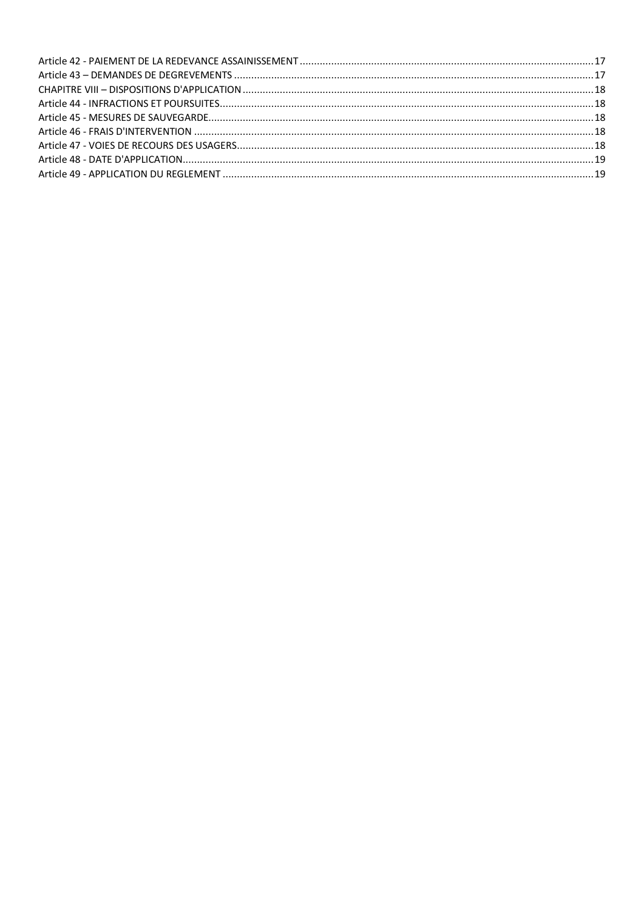Article 42 - PAIEMENT DE LA REDEVANCE ASSAINISSEMENT ..... 17
Article 43 – DEMANDES DE DEGREVEMENTS ..... 17
CHAPITRE VIII – DISPOSITIONS D'APPLICATION ..... 18
Article 44 - INFRACTIONS ET POURSUITES ..... 18
Article 45 - MESURES DE SAUVEGARDE ..... 18
Article 46 - FRAIS D'INTERVENTION ..... 18
Article 47 - VOIES DE RECOURS DES USAGERS ..... 18
Article 48 - DATE D'APPLICATION ..... 19
Article 49 - APPLICATION DU REGLEMENT ..... 19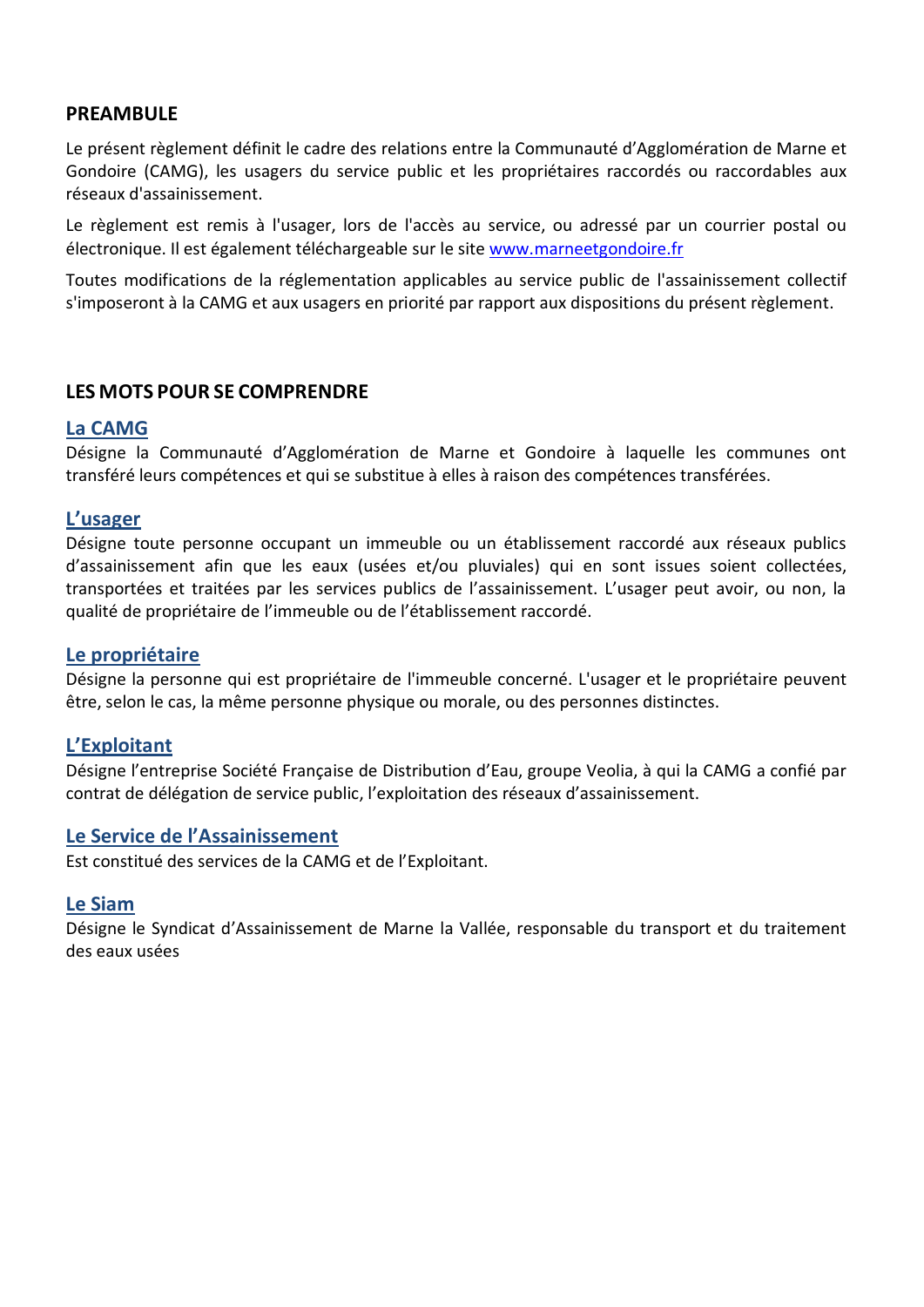## PREAMBULE

Le présent règlement définit le cadre des relations entre la Communauté d'Agglomération de Marne et Gondoire (CAMG), les usagers du service public et les propriétaires raccordés ou raccordables aux réseaux d'assainissement.

Le règlement est remis à l'usager, lors de l'accès au service, ou adressé par un courrier postal ou électronique. Il est également téléchargeable sur le site www.marneetgondoire.fr

Toutes modifications de la réglementation applicables au service public de l'assainissement collectif s'imposeront à la CAMG et aux usagers en priorité par rapport aux dispositions du présent règlement.

## LES MOTS POUR SE COMPRENDRE

### La CAMG

Désigne la Communauté d'Agglomération de Marne et Gondoire à laquelle les communes ont transféré leurs compétences et qui se substitue à elles à raison des compétences transférées.

### L'usager

Désigne toute personne occupant un immeuble ou un établissement raccordé aux réseaux publics d'assainissement afin que les eaux (usées et/ou pluviales) qui en sont issues soient collectées, transportées et traitées par les services publics de l'assainissement. L'usager peut avoir, ou non, la qualité de propriétaire de l'immeuble ou de l'établissement raccordé.

### Le propriétaire

Désigne la personne qui est propriétaire de l'immeuble concerné. L'usager et le propriétaire peuvent être, selon le cas, la même personne physique ou morale, ou des personnes distinctes.

### L'Exploitant

Désigne l'entreprise Société Française de Distribution d'Eau, groupe Veolia, à qui la CAMG a confié par contrat de délégation de service public, l'exploitation des réseaux d'assainissement.

### Le Service de l'Assainissement

Est constitué des services de la CAMG et de l'Exploitant.

### Le Siam

Désigne le Syndicat d'Assainissement de Marne la Vallée, responsable du transport et du traitement des eaux usées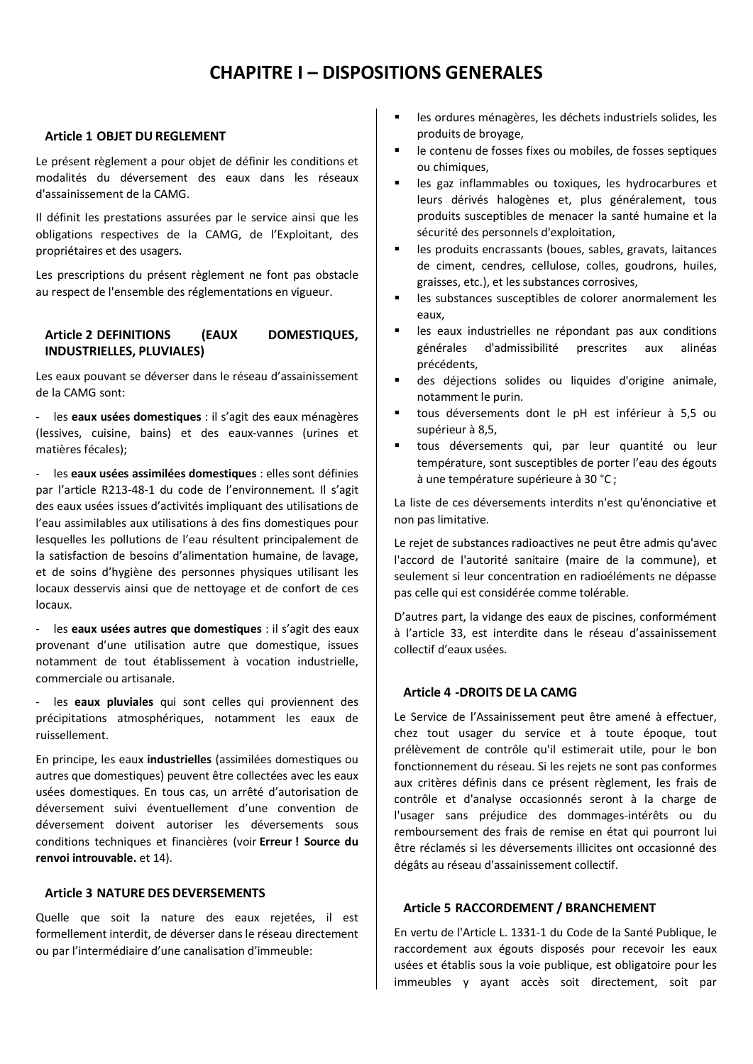# CHAPITRE I – DISPOSITIONS GENERALES

## Article 1 OBJET DU REGLEMENT

Le présent règlement a pour objet de définir les conditions et modalités du déversement des eaux dans les réseaux d'assainissement de la CAMG.

Il définit les prestations assurées par le service ainsi que les obligations respectives de la CAMG, de l'Exploitant, des propriétaires et des usagers.

Les prescriptions du présent règlement ne font pas obstacle au respect de l'ensemble des réglementations en vigueur.

## Article 2 DEFINITIONS (EAUX DOMESTIQUES, INDUSTRIELLES, PLUVIALES)

Les eaux pouvant se déverser dans le réseau d'assainissement de la CAMG sont:

- les **eaux usées domestiques** : il s'agit des eaux ménagères (lessives, cuisine, bains) et des eaux-vannes (urines et matières fécales);

- les **eaux usées assimilées domestiques** : elles sont définies par l'article R213-48-1 du code de l'environnement. Il s'agit des eaux usées issues d'activités impliquant des utilisations de l'eau assimilables aux utilisations à des fins domestiques pour lesquelles les pollutions de l'eau résultent principalement de la satisfaction de besoins d'alimentation humaine, de lavage, et de soins d'hygiène des personnes physiques utilisant les locaux desservis ainsi que de nettoyage et de confort de ces locaux.

- les **eaux usées autres que domestiques** : il s'agit des eaux provenant d'une utilisation autre que domestique, issues notamment de tout établissement à vocation industrielle, commerciale ou artisanale.

- les **eaux pluviales** qui sont celles qui proviennent des précipitations atmosphériques, notamment les eaux de ruissellement.

En principe, les eaux **industrielles** (assimilées domestiques ou autres que domestiques) peuvent être collectées avec les eaux usées domestiques. En tous cas, un arrêté d'autorisation de déversement suivi éventuellement d'une convention de déversement doivent autoriser les déversements sous conditions techniques et financières (voir **Erreur ! Source du renvoi introuvable.** et 14).

## Article 3 NATURE DES DEVERSEMENTS

Quelle que soit la nature des eaux rejetées, il est formellement interdit, de déverser dans le réseau directement ou par l'intermédiaire d'une canalisation d'immeuble:

- les ordures ménagères, les déchets industriels solides, les produits de broyage,
- le contenu de fosses fixes ou mobiles, de fosses septiques ou chimiques,
- les gaz inflammables ou toxiques, les hydrocarbures et leurs dérivés halogènes et, plus généralement, tous produits susceptibles de menacer la santé humaine et la sécurité des personnels d'exploitation,
- les produits encrassants (boues, sables, gravats, laitances de ciment, cendres, cellulose, colles, goudrons, huiles, graisses, etc.), et les substances corrosives,
- les substances susceptibles de colorer anormalement les eaux,
- les eaux industrielles ne répondant pas aux conditions générales d'admissibilité prescrites aux alinéas précédents,
- des déjections solides ou liquides d'origine animale, notamment le purin.
- tous déversements dont le pH est inférieur à 5,5 ou supérieur à 8,5,
- tous déversements qui, par leur quantité ou leur température, sont susceptibles de porter l'eau des égouts à une température supérieure à 30 °C ;

La liste de ces déversements interdits n'est qu'énonciative et non pas limitative.

Le rejet de substances radioactives ne peut être admis qu'avec l'accord de l'autorité sanitaire (maire de la commune), et seulement si leur concentration en radioéléments ne dépasse pas celle qui est considérée comme tolérable.

D'autres part, la vidange des eaux de piscines, conformément à l'article 33, est interdite dans le réseau d'assainissement collectif d'eaux usées.

## Article 4 -DROITS DE LA CAMG

Le Service de l'Assainissement peut être amené à effectuer, chez tout usager du service et à toute époque, tout prélèvement de contrôle qu'il estimerait utile, pour le bon fonctionnement du réseau. Si les rejets ne sont pas conformes aux critères définis dans ce présent règlement, les frais de contrôle et d'analyse occasionnés seront à la charge de l'usager sans préjudice des dommages-intérêts ou du remboursement des frais de remise en état qui pourront lui être réclamés si les déversements illicites ont occasionné des dégâts au réseau d'assainissement collectif.

## Article 5 RACCORDEMENT / BRANCHEMENT

En vertu de l'Article L. 1331-1 du Code de la Santé Publique, le raccordement aux égouts disposés pour recevoir les eaux usées et établis sous la voie publique, est obligatoire pour les immeubles y ayant accès soit directement, soit par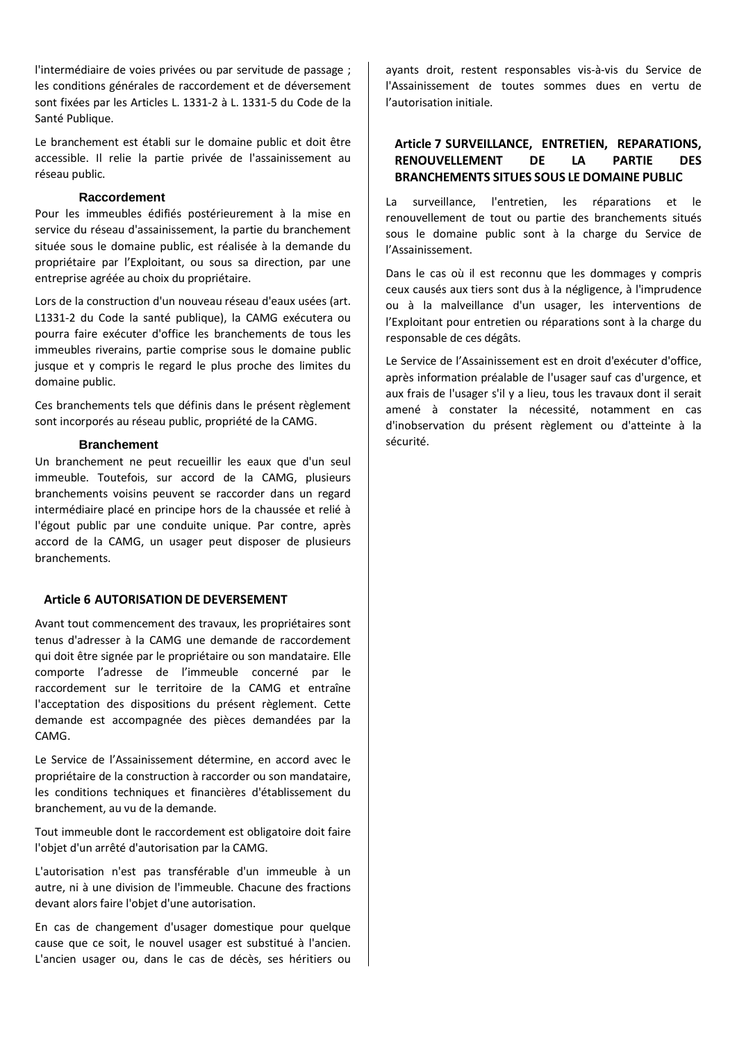l'intermédiaire de voies privées ou par servitude de passage ; les conditions générales de raccordement et de déversement sont fixées par les Articles L. 1331-2 à L. 1331-5 du Code de la Santé Publique.

Le branchement est établi sur le domaine public et doit être accessible. Il relie la partie privée de l'assainissement au réseau public.

### Raccordement

Pour les immeubles édifiés postérieurement à la mise en service du réseau d'assainissement, la partie du branchement située sous le domaine public, est réalisée à la demande du propriétaire par l'Exploitant, ou sous sa direction, par une entreprise agréée au choix du propriétaire.

Lors de la construction d'un nouveau réseau d'eaux usées (art. L1331-2 du Code la santé publique), la CAMG exécutera ou pourra faire exécuter d'office les branchements de tous les immeubles riverains, partie comprise sous le domaine public jusque et y compris le regard le plus proche des limites du domaine public.

Ces branchements tels que définis dans le présent règlement sont incorporés au réseau public, propriété de la CAMG.

### Branchement

Un branchement ne peut recueillir les eaux que d'un seul immeuble. Toutefois, sur accord de la CAMG, plusieurs branchements voisins peuvent se raccorder dans un regard intermédiaire placé en principe hors de la chaussée et relié à l'égout public par une conduite unique. Par contre, après accord de la CAMG, un usager peut disposer de plusieurs branchements.

## Article 6 AUTORISATION DE DEVERSEMENT

Avant tout commencement des travaux, les propriétaires sont tenus d'adresser à la CAMG une demande de raccordement qui doit être signée par le propriétaire ou son mandataire. Elle comporte l'adresse de l'immeuble concerné par le raccordement sur le territoire de la CAMG et entraîne l'acceptation des dispositions du présent règlement. Cette demande est accompagnée des pièces demandées par la CAMG.

Le Service de l'Assainissement détermine, en accord avec le propriétaire de la construction à raccorder ou son mandataire, les conditions techniques et financières d'établissement du branchement, au vu de la demande.

Tout immeuble dont le raccordement est obligatoire doit faire l'objet d'un arrêté d'autorisation par la CAMG.

L'autorisation n'est pas transférable d'un immeuble à un autre, ni à une division de l'immeuble. Chacune des fractions devant alors faire l'objet d'une autorisation.

En cas de changement d'usager domestique pour quelque cause que ce soit, le nouvel usager est substitué à l'ancien. L'ancien usager ou, dans le cas de décès, ses héritiers ou ayants droit, restent responsables vis-à-vis du Service de l'Assainissement de toutes sommes dues en vertu de l'autorisation initiale.

## Article 7 SURVEILLANCE, ENTRETIEN, REPARATIONS, RENOUVELLEMENT DE LA PARTIE DES BRANCHEMENTS SITUES SOUS LE DOMAINE PUBLIC

La surveillance, l'entretien, les réparations et le renouvellement de tout ou partie des branchements situés sous le domaine public sont à la charge du Service de l'Assainissement.

Dans le cas où il est reconnu que les dommages y compris ceux causés aux tiers sont dus à la négligence, à l'imprudence ou à la malveillance d'un usager, les interventions de l'Exploitant pour entretien ou réparations sont à la charge du responsable de ces dégâts.

Le Service de l'Assainissement est en droit d'exécuter d'office, après information préalable de l'usager sauf cas d'urgence, et aux frais de l'usager s'il y a lieu, tous les travaux dont il serait amené à constater la nécessité, notamment en cas d'inobservation du présent règlement ou d'atteinte à la sécurité.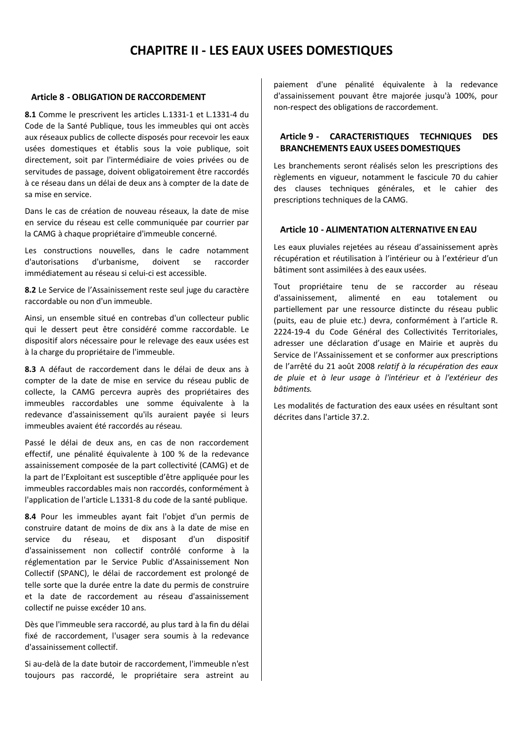# CHAPITRE II - LES EAUX USEES DOMESTIQUES

## Article 8 - OBLIGATION DE RACCORDEMENT

**8.1** Comme le prescrivent les articles L.1331-1 et L.1331-4 du Code de la Santé Publique, tous les immeubles qui ont accès aux réseaux publics de collecte disposés pour recevoir les eaux usées domestiques et établis sous la voie publique, soit directement, soit par l'intermédiaire de voies privées ou de servitudes de passage, doivent obligatoirement être raccordés à ce réseau dans un délai de deux ans à compter de la date de sa mise en service.

Dans le cas de création de nouveau réseaux, la date de mise en service du réseau est celle communiquée par courrier par la CAMG à chaque propriétaire d'immeuble concerné.

Les constructions nouvelles, dans le cadre notamment d'autorisations d'urbanisme, doivent se raccorder immédiatement au réseau si celui-ci est accessible.

**8.2** Le Service de l'Assainissement reste seul juge du caractère raccordable ou non d'un immeuble.

Ainsi, un ensemble situé en contrebas d'un collecteur public qui le dessert peut être considéré comme raccordable. Le dispositif alors nécessaire pour le relevage des eaux usées est à la charge du propriétaire de l'immeuble.

**8.3** A défaut de raccordement dans le délai de deux ans à compter de la date de mise en service du réseau public de collecte, la CAMG percevra auprès des propriétaires des immeubles raccordables une somme équivalente à la redevance d'assainissement qu'ils auraient payée si leurs immeubles avaient été raccordés au réseau.

Passé le délai de deux ans, en cas de non raccordement effectif, une pénalité équivalente à 100 % de la redevance assainissement composée de la part collectivité (CAMG) et de la part de l'Exploitant est susceptible d'être appliquée pour les immeubles raccordables mais non raccordés, conformément à l'application de l'article L.1331-8 du code de la santé publique.

**8.4** Pour les immeubles ayant fait l'objet d'un permis de construire datant de moins de dix ans à la date de mise en service du réseau, et disposant d'un dispositif d'assainissement non collectif contrôlé conforme à la réglementation par le Service Public d'Assainissement Non Collectif (SPANC), le délai de raccordement est prolongé de telle sorte que la durée entre la date du permis de construire et la date de raccordement au réseau d'assainissement collectif ne puisse excéder 10 ans.

Dès que l'immeuble sera raccordé, au plus tard à la fin du délai fixé de raccordement, l'usager sera soumis à la redevance d'assainissement collectif.

Si au-delà de la date butoir de raccordement, l'immeuble n'est toujours pas raccordé, le propriétaire sera astreint au paiement d'une pénalité équivalente à la redevance d'assainissement pouvant être majorée jusqu'à 100%, pour non-respect des obligations de raccordement.

## Article 9 - CARACTERISTIQUES TECHNIQUES DES BRANCHEMENTS EAUX USEES DOMESTIQUES

Les branchements seront réalisés selon les prescriptions des règlements en vigueur, notamment le fascicule 70 du cahier des clauses techniques générales, et le cahier des prescriptions techniques de la CAMG.

## Article 10 - ALIMENTATION ALTERNATIVE EN EAU

Les eaux pluviales rejetées au réseau d'assainissement après récupération et réutilisation à l'intérieur ou à l'extérieur d'un bâtiment sont assimilées à des eaux usées.

Tout propriétaire tenu de se raccorder au réseau d'assainissement, alimenté en eau totalement ou partiellement par une ressource distincte du réseau public (puits, eau de pluie etc.) devra, conformément à l'article R. 2224-19-4 du Code Général des Collectivités Territoriales, adresser une déclaration d'usage en Mairie et auprès du Service de l'Assainissement et se conformer aux prescriptions de l'arrêté du 21 août 2008 *relatif à la récupération des eaux de pluie et à leur usage à l'intérieur et à l'extérieur des bâtiments.*

Les modalités de facturation des eaux usées en résultant sont décrites dans l'article 37.2.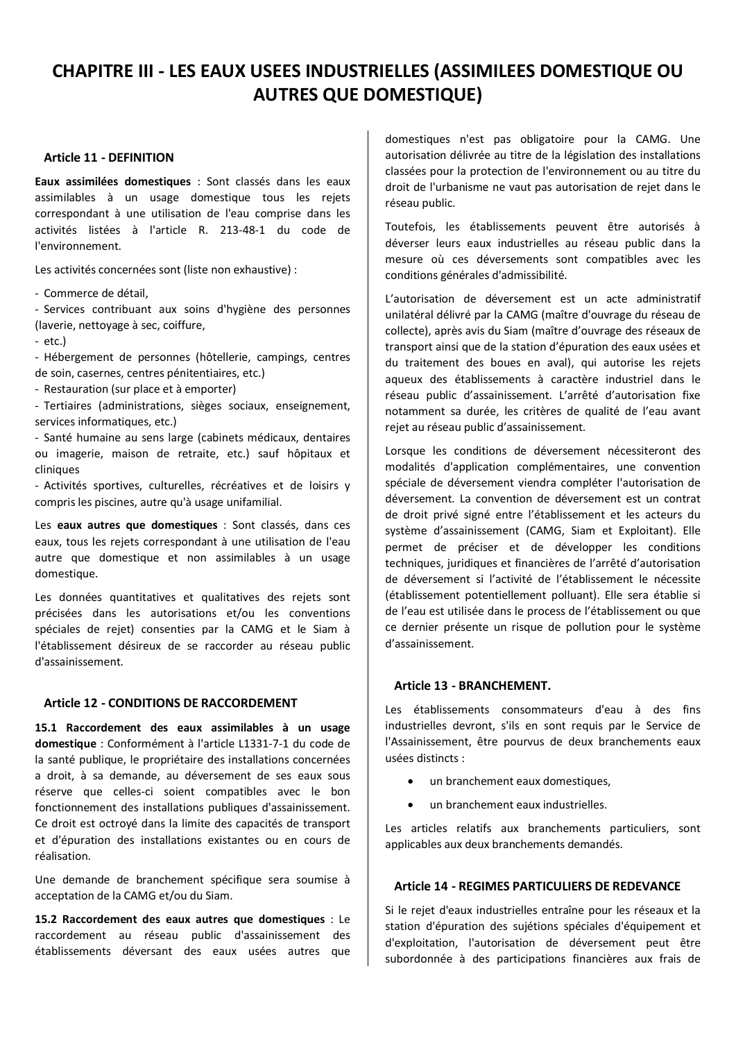# CHAPITRE III - LES EAUX USEES INDUSTRIELLES (ASSIMILEES DOMESTIQUE OU AUTRES QUE DOMESTIQUE)

## Article 11 - DEFINITION

**Eaux assimilées domestiques** : Sont classés dans les eaux assimilables à un usage domestique tous les rejets correspondant à une utilisation de l'eau comprise dans les activités listées à l'article R. 213-48-1 du code de l'environnement.

Les activités concernées sont (liste non exhaustive) :

- Commerce de détail,
- Services contribuant aux soins d'hygiène des personnes (laverie, nettoyage à sec, coiffure,
- etc.)
- Hébergement de personnes (hôtellerie, campings, centres de soin, casernes, centres pénitentiaires, etc.)
- Restauration (sur place et à emporter)
- Tertiaires (administrations, sièges sociaux, enseignement, services informatiques, etc.)
- Santé humaine au sens large (cabinets médicaux, dentaires ou imagerie, maison de retraite, etc.) sauf hôpitaux et cliniques
- Activités sportives, culturelles, récréatives et de loisirs y compris les piscines, autre qu'à usage unifamilial.

Les **eaux autres que domestiques** : Sont classés, dans ces eaux, tous les rejets correspondant à une utilisation de l'eau autre que domestique et non assimilables à un usage domestique.

Les données quantitatives et qualitatives des rejets sont précisées dans les autorisations et/ou les conventions spéciales de rejet) consenties par la CAMG et le Siam à l'établissement désireux de se raccorder au réseau public d'assainissement.

## Article 12 - CONDITIONS DE RACCORDEMENT

**15.1 Raccordement des eaux assimilables à un usage domestique** : Conformément à l'article L1331-7-1 du code de la santé publique, le propriétaire des installations concernées a droit, à sa demande, au déversement de ses eaux sous réserve que celles-ci soient compatibles avec le bon fonctionnement des installations publiques d'assainissement. Ce droit est octroyé dans la limite des capacités de transport et d'épuration des installations existantes ou en cours de réalisation.

Une demande de branchement spécifique sera soumise à acceptation de la CAMG et/ou du Siam.

**15.2 Raccordement des eaux autres que domestiques** : Le raccordement au réseau public d'assainissement des établissements déversant des eaux usées autres que domestiques n'est pas obligatoire pour la CAMG. Une autorisation délivrée au titre de la législation des installations classées pour la protection de l'environnement ou au titre du droit de l'urbanisme ne vaut pas autorisation de rejet dans le réseau public.

Toutefois, les établissements peuvent être autorisés à déverser leurs eaux industrielles au réseau public dans la mesure où ces déversements sont compatibles avec les conditions générales d'admissibilité.

L'autorisation de déversement est un acte administratif unilatéral délivré par la CAMG (maître d'ouvrage du réseau de collecte), après avis du Siam (maître d'ouvrage des réseaux de transport ainsi que de la station d'épuration des eaux usées et du traitement des boues en aval), qui autorise les rejets aqueux des établissements à caractère industriel dans le réseau public d'assainissement. L'arrêté d'autorisation fixe notamment sa durée, les critères de qualité de l'eau avant rejet au réseau public d'assainissement.

Lorsque les conditions de déversement nécessiteront des modalités d'application complémentaires, une convention spéciale de déversement viendra compléter l'autorisation de déversement. La convention de déversement est un contrat de droit privé signé entre l'établissement et les acteurs du système d'assainissement (CAMG, Siam et Exploitant). Elle permet de préciser et de développer les conditions techniques, juridiques et financières de l'arrêté d'autorisation de déversement si l'activité de l'établissement le nécessite (établissement potentiellement polluant). Elle sera établie si de l'eau est utilisée dans le process de l'établissement ou que ce dernier présente un risque de pollution pour le système d'assainissement.

## Article 13 - BRANCHEMENT.

Les établissements consommateurs d'eau à des fins industrielles devront, s'ils en sont requis par le Service de l'Assainissement, être pourvus de deux branchements eaux usées distincts :

- un branchement eaux domestiques,
- un branchement eaux industrielles.

Les articles relatifs aux branchements particuliers, sont applicables aux deux branchements demandés.

## Article 14 - REGIMES PARTICULIERS DE REDEVANCE

Si le rejet d'eaux industrielles entraîne pour les réseaux et la station d'épuration des sujétions spéciales d'équipement et d'exploitation, l'autorisation de déversement peut être subordonnée à des participations financières aux frais de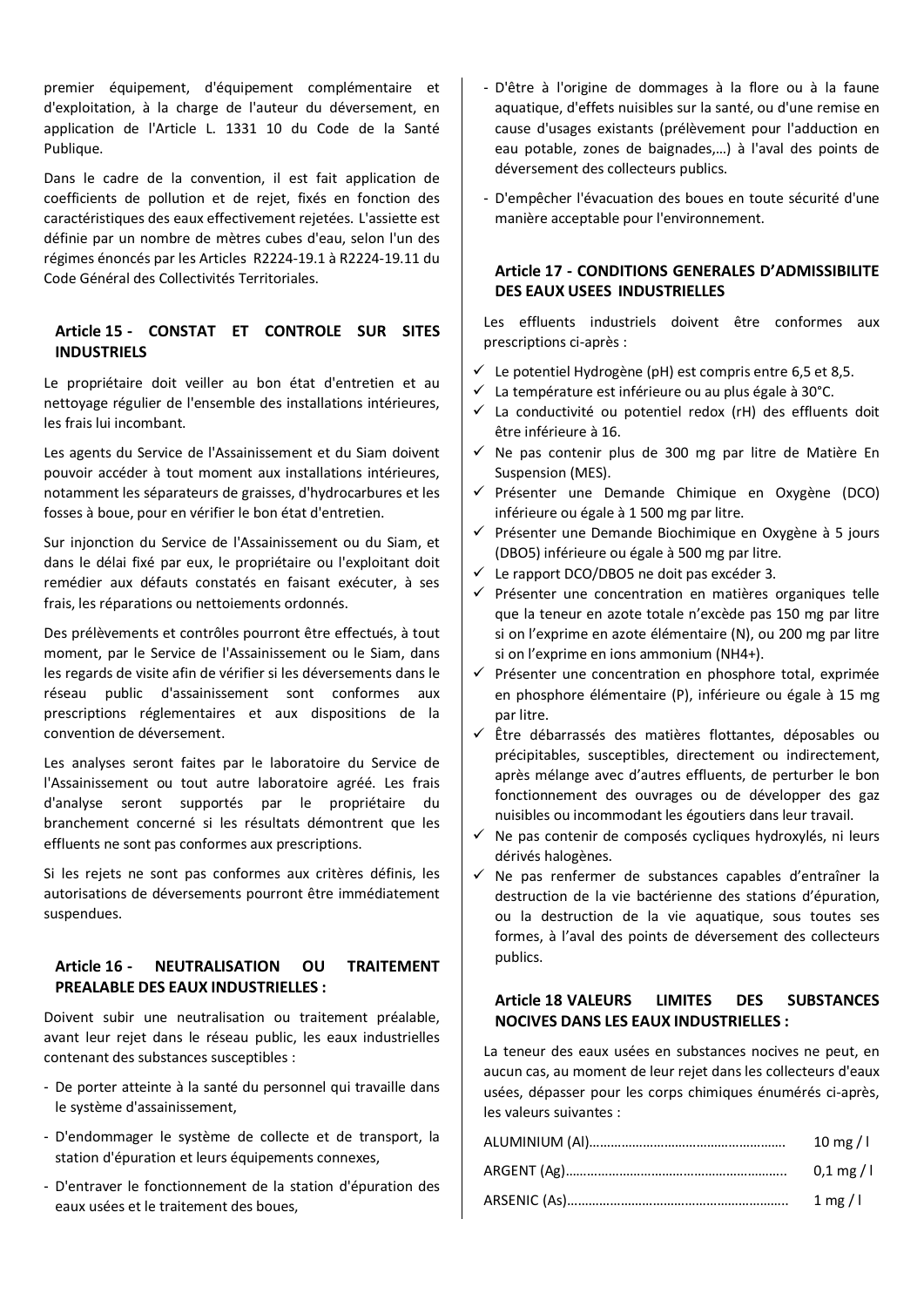premier équipement, d'équipement complémentaire et d'exploitation, à la charge de l'auteur du déversement, en application de l'Article L. 1331 10 du Code de la Santé Publique.

Dans le cadre de la convention, il est fait application de coefficients de pollution et de rejet, fixés en fonction des caractéristiques des eaux effectivement rejetées. L'assiette est définie par un nombre de mètres cubes d'eau, selon l'un des régimes énoncés par les Articles R2224-19.1 à R2224-19.11 du Code Général des Collectivités Territoriales.

### Article 15 - CONSTAT ET CONTROLE SUR SITES INDUSTRIELS

Le propriétaire doit veiller au bon état d'entretien et au nettoyage régulier de l'ensemble des installations intérieures, les frais lui incombant.

Les agents du Service de l'Assainissement et du Siam doivent pouvoir accéder à tout moment aux installations intérieures, notamment les séparateurs de graisses, d'hydrocarbures et les fosses à boue, pour en vérifier le bon état d'entretien.

Sur injonction du Service de l'Assainissement ou du Siam, et dans le délai fixé par eux, le propriétaire ou l'exploitant doit remédier aux défauts constatés en faisant exécuter, à ses frais, les réparations ou nettoiements ordonnés.

Des prélèvements et contrôles pourront être effectués, à tout moment, par le Service de l'Assainissement ou le Siam, dans les regards de visite afin de vérifier si les déversements dans le réseau public d'assainissement sont conformes aux prescriptions réglementaires et aux dispositions de la convention de déversement.

Les analyses seront faites par le laboratoire du Service de l'Assainissement ou tout autre laboratoire agréé. Les frais d'analyse seront supportés par le propriétaire du branchement concerné si les résultats démontrent que les effluents ne sont pas conformes aux prescriptions.

Si les rejets ne sont pas conformes aux critères définis, les autorisations de déversements pourront être immédiatement suspendues.

### Article 16 - NEUTRALISATION OU TRAITEMENT PREALABLE DES EAUX INDUSTRIELLES :

Doivent subir une neutralisation ou traitement préalable, avant leur rejet dans le réseau public, les eaux industrielles contenant des substances susceptibles :

- De porter atteinte à la santé du personnel qui travaille dans le système d'assainissement,
- D'endommager le système de collecte et de transport, la station d'épuration et leurs équipements connexes,
- D'entraver le fonctionnement de la station d'épuration des eaux usées et le traitement des boues,
- D'être à l'origine de dommages à la flore ou à la faune aquatique, d'effets nuisibles sur la santé, ou d'une remise en cause d'usages existants (prélèvement pour l'adduction en eau potable, zones de baignades,…) à l'aval des points de déversement des collecteurs publics.
- D'empêcher l'évacuation des boues en toute sécurité d'une manière acceptable pour l'environnement.

### Article 17 - CONDITIONS GENERALES D'ADMISSIBILITE DES EAUX USEES INDUSTRIELLES

Les effluents industriels doivent être conformes aux prescriptions ci-après :

- ✓ Le potentiel Hydrogène (pH) est compris entre 6,5 et 8,5.
- ✓ La température est inférieure ou au plus égale à 30°C.
- ✓ La conductivité ou potentiel redox (rH) des effluents doit être inférieure à 16.
- ✓ Ne pas contenir plus de 300 mg par litre de Matière En Suspension (MES).
- ✓ Présenter une Demande Chimique en Oxygène (DCO) inférieure ou égale à 1 500 mg par litre.
- ✓ Présenter une Demande Biochimique en Oxygène à 5 jours (DBO5) inférieure ou égale à 500 mg par litre.
- ✓ Le rapport DCO/DBO5 ne doit pas excéder 3.
- ✓ Présenter une concentration en matières organiques telle que la teneur en azote totale n'excède pas 150 mg par litre si on l'exprime en azote élémentaire (N), ou 200 mg par litre si on l'exprime en ions ammonium ($NH_4^+$).
- ✓ Présenter une concentration en phosphore total, exprimée en phosphore élémentaire (P), inférieure ou égale à 15 mg par litre.
- ✓ Être débarrassés des matières flottantes, déposables ou précipitables, susceptibles, directement ou indirectement, après mélange avec d'autres effluents, de perturber le bon fonctionnement des ouvrages ou de développer des gaz nuisibles ou incommodant les égoutiers dans leur travail.
- ✓ Ne pas contenir de composés cycliques hydroxylés, ni leurs dérivés halogènes.
- ✓ Ne pas renfermer de substances capables d'entraîner la destruction de la vie bactérienne des stations d'épuration, ou la destruction de la vie aquatique, sous toutes ses formes, à l'aval des points de déversement des collecteurs publics.

### Article 18 VALEURS LIMITES DES SUBSTANCES NOCIVES DANS LES EAUX INDUSTRIELLES :

La teneur des eaux usées en substances nocives ne peut, en aucun cas, au moment de leur rejet dans les collecteurs d'eaux usées, dépasser pour les corps chimiques énumérés ci-après, les valeurs suivantes :

| | |
|---|---|
| ALUMINIUM (Al)…………………………………………… | 10 mg / l |
| ARGENT (Ag)…………………………………………………. | 0,1 mg / l |
| ARSENIC (As)…………………………………………………. | 1 mg / l |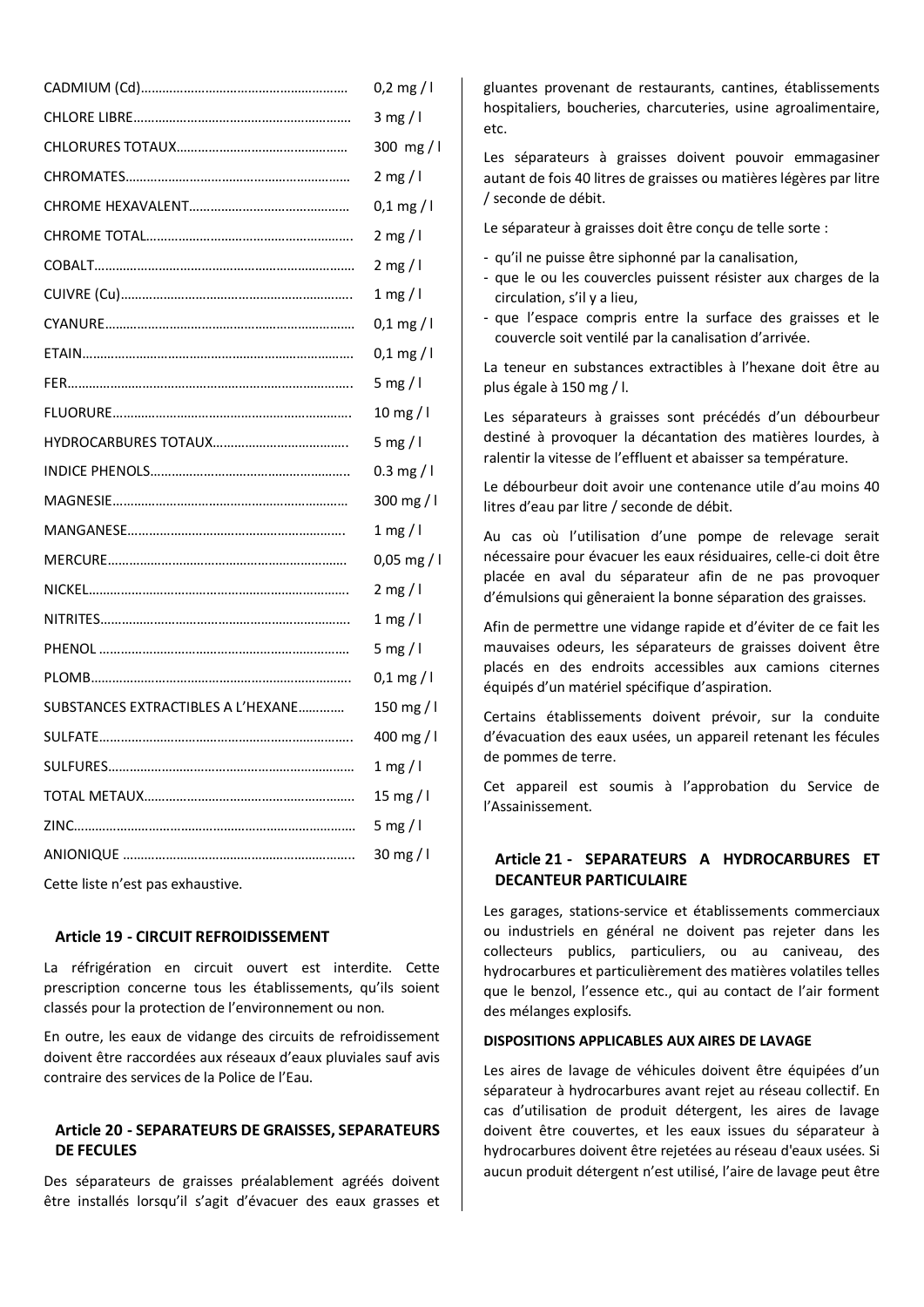| | |
|---|---|
| CADMIUM (Cd)…………………………………………………… | 0,2 mg / l |
| CHLORE LIBRE…………………………………………………… | 3 mg / l |
| CHLORURES TOTAUX………………………………………… | 300 mg / l |
| CHROMATES……………………………………………………… | 2 mg / l |
| CHROME HEXAVALENT……………………………………… | 0,1 mg / l |
| CHROME TOTAL………………………………………………… | 2 mg / l |
| COBALT……………………………………………………………… | 2 mg / l |
| CUIVRE (Cu)……………………………………………………… | 1 mg / l |
| CYANURE…………………………………………………………… | 0,1 mg / l |
| ETAIN………………………………………………………………… | 0,1 mg / l |
| FER…………………………………………………………………… | 5 mg / l |
| FLUORURE………………………………………………………… | 10 mg / l |
| HYDROCARBURES TOTAUX……………………………… | 5 mg / l |
| INDICE PHENOLS……………………………………………… | 0.3 mg / l |
| MAGNESIE………………………………………………………… | 300 mg / l |
| MANGANESE……………………………………………………… | 1 mg / l |
| MERCURE…………………………………………………………… | 0,05 mg / l |
| NICKEL……………………………………………………………… | 2 mg / l |
| NITRITES…………………………………………………………… | 1 mg / l |
| PHENOL ……………………………………………………………… | 5 mg / l |
| PLOMB………………………………………………………………… | 0,1 mg / l |
| SUBSTANCES EXTRACTIBLES A L'HEXANE………… | 150 mg / l |
| SULFATE……………………………………………………………… | 400 mg / l |
| SULFURES…………………………………………………………… | 1 mg / l |
| TOTAL METAUX…………………………………………………… | 15 mg / l |
| ZINC…………………………………………………………………… | 5 mg / l |
| ANIONIQUE ………………………………………………………… | 30 mg / l |

Cette liste n'est pas exhaustive.

### Article 19 - CIRCUIT REFROIDISSEMENT

La réfrigération en circuit ouvert est interdite. Cette prescription concerne tous les établissements, qu'ils soient classés pour la protection de l'environnement ou non.

En outre, les eaux de vidange des circuits de refroidissement doivent être raccordées aux réseaux d'eaux pluviales sauf avis contraire des services de la Police de l'Eau.

### Article 20 - SEPARATEURS DE GRAISSES, SEPARATEURS DE FECULES

Des séparateurs de graisses préalablement agréés doivent être installés lorsqu'il s'agit d'évacuer des eaux grasses et gluantes provenant de restaurants, cantines, établissements hospitaliers, boucheries, charcuteries, usine agroalimentaire, etc.

Les séparateurs à graisses doivent pouvoir emmagasiner autant de fois 40 litres de graisses ou matières légères par litre / seconde de débit.

Le séparateur à graisses doit être conçu de telle sorte :

- qu'il ne puisse être siphonné par la canalisation,
- que le ou les couvercles puissent résister aux charges de la circulation, s'il y a lieu,
- que l'espace compris entre la surface des graisses et le couvercle soit ventilé par la canalisation d'arrivée.

La teneur en substances extractibles à l'hexane doit être au plus égale à 150 mg / l.

Les séparateurs à graisses sont précédés d'un débourbeur destiné à provoquer la décantation des matières lourdes, à ralentir la vitesse de l'effluent et abaisser sa température.

Le débourbeur doit avoir une contenance utile d'au moins 40 litres d'eau par litre / seconde de débit.

Au cas où l'utilisation d'une pompe de relevage serait nécessaire pour évacuer les eaux résiduaires, celle-ci doit être placée en aval du séparateur afin de ne pas provoquer d'émulsions qui gêneraient la bonne séparation des graisses.

Afin de permettre une vidange rapide et d'éviter de ce fait les mauvaises odeurs, les séparateurs de graisses doivent être placés en des endroits accessibles aux camions citernes équipés d'un matériel spécifique d'aspiration.

Certains établissements doivent prévoir, sur la conduite d'évacuation des eaux usées, un appareil retenant les fécules de pommes de terre.

Cet appareil est soumis à l'approbation du Service de l'Assainissement.

### Article 21 - SEPARATEURS A HYDROCARBURES ET DECANTEUR PARTICULAIRE

Les garages, stations-service et établissements commerciaux ou industriels en général ne doivent pas rejeter dans les collecteurs publics, particuliers, ou au caniveau, des hydrocarbures et particulièrement des matières volatiles telles que le benzol, l'essence etc., qui au contact de l'air forment des mélanges explosifs.

**DISPOSITIONS APPLICABLES AUX AIRES DE LAVAGE**

Les aires de lavage de véhicules doivent être équipées d'un séparateur à hydrocarbures avant rejet au réseau collectif. En cas d'utilisation de produit détergent, les aires de lavage doivent être couvertes, et les eaux issues du séparateur à hydrocarbures doivent être rejetées au réseau d'eaux usées. Si aucun produit détergent n'est utilisé, l'aire de lavage peut être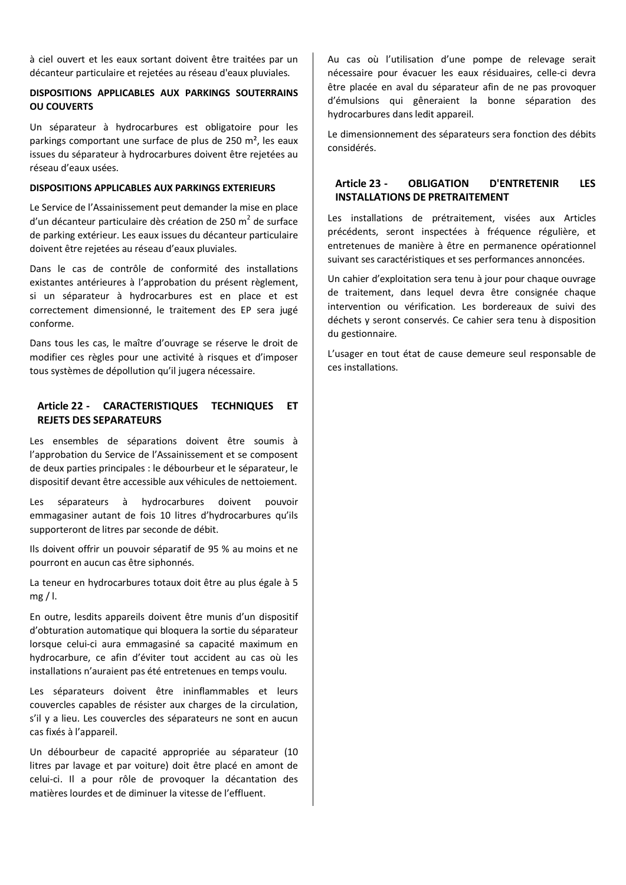à ciel ouvert et les eaux sortant doivent être traitées par un décanteur particulaire et rejetées au réseau d'eaux pluviales.

**DISPOSITIONS APPLICABLES AUX PARKINGS SOUTERRAINS OU COUVERTS**

Un séparateur à hydrocarbures est obligatoire pour les parkings comportant une surface de plus de 250 m², les eaux issues du séparateur à hydrocarbures doivent être rejetées au réseau d'eaux usées.

**DISPOSITIONS APPLICABLES AUX PARKINGS EXTERIEURS**

Le Service de l'Assainissement peut demander la mise en place d'un décanteur particulaire dès création de 250 $m^2$ de surface de parking extérieur. Les eaux issues du décanteur particulaire doivent être rejetées au réseau d'eaux pluviales.

Dans le cas de contrôle de conformité des installations existantes antérieures à l'approbation du présent règlement, si un séparateur à hydrocarbures est en place et est correctement dimensionné, le traitement des EP sera jugé conforme.

Dans tous les cas, le maître d'ouvrage se réserve le droit de modifier ces règles pour une activité à risques et d'imposer tous systèmes de dépollution qu'il jugera nécessaire.

## Article 22 - CARACTERISTIQUES TECHNIQUES ET REJETS DES SEPARATEURS

Les ensembles de séparations doivent être soumis à l'approbation du Service de l'Assainissement et se composent de deux parties principales : le débourbeur et le séparateur, le dispositif devant être accessible aux véhicules de nettoiement.

Les séparateurs à hydrocarbures doivent pouvoir emmagasiner autant de fois 10 litres d'hydrocarbures qu'ils supporteront de litres par seconde de débit.

Ils doivent offrir un pouvoir séparatif de 95 % au moins et ne pourront en aucun cas être siphonnés.

La teneur en hydrocarbures totaux doit être au plus égale à 5 mg / l.

En outre, lesdits appareils doivent être munis d'un dispositif d'obturation automatique qui bloquera la sortie du séparateur lorsque celui-ci aura emmagasiné sa capacité maximum en hydrocarbure, ce afin d'éviter tout accident au cas où les installations n'auraient pas été entretenues en temps voulu.

Les séparateurs doivent être ininflammables et leurs couvercles capables de résister aux charges de la circulation, s'il y a lieu. Les couvercles des séparateurs ne sont en aucun cas fixés à l'appareil.

Un débourbeur de capacité appropriée au séparateur (10 litres par lavage et par voiture) doit être placé en amont de celui-ci. Il a pour rôle de provoquer la décantation des matières lourdes et de diminuer la vitesse de l'effluent.

Au cas où l'utilisation d'une pompe de relevage serait nécessaire pour évacuer les eaux résiduaires, celle-ci devra être placée en aval du séparateur afin de ne pas provoquer d'émulsions qui gêneraient la bonne séparation des hydrocarbures dans ledit appareil.

Le dimensionnement des séparateurs sera fonction des débits considérés.

## Article 23 - OBLIGATION D'ENTRETENIR LES INSTALLATIONS DE PRETRAITEMENT

Les installations de prétraitement, visées aux Articles précédents, seront inspectées à fréquence régulière, et entretenues de manière à être en permanence opérationnel suivant ses caractéristiques et ses performances annoncées.

Un cahier d'exploitation sera tenu à jour pour chaque ouvrage de traitement, dans lequel devra être consignée chaque intervention ou vérification. Les bordereaux de suivi des déchets y seront conservés. Ce cahier sera tenu à disposition du gestionnaire.

L'usager en tout état de cause demeure seul responsable de ces installations.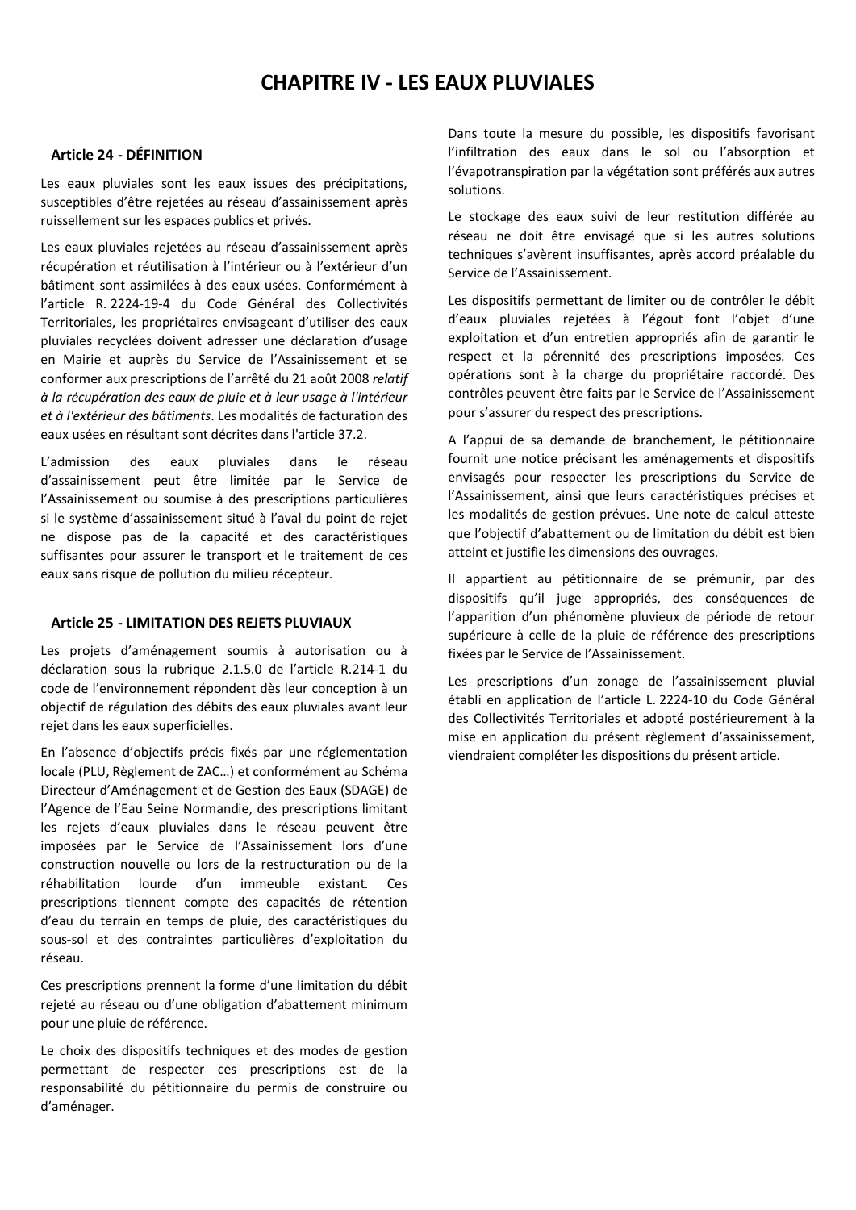# CHAPITRE IV - LES EAUX PLUVIALES

### Article 24 - DÉFINITION

Les eaux pluviales sont les eaux issues des précipitations, susceptibles d'être rejetées au réseau d'assainissement après ruissellement sur les espaces publics et privés.

Les eaux pluviales rejetées au réseau d'assainissement après récupération et réutilisation à l'intérieur ou à l'extérieur d'un bâtiment sont assimilées à des eaux usées. Conformément à l'article R. 2224-19-4 du Code Général des Collectivités Territoriales, les propriétaires envisageant d'utiliser des eaux pluviales recyclées doivent adresser une déclaration d'usage en Mairie et auprès du Service de l'Assainissement et se conformer aux prescriptions de l'arrêté du 21 août 2008 *relatif à la récupération des eaux de pluie et à leur usage à l'intérieur et à l'extérieur des bâtiments*. Les modalités de facturation des eaux usées en résultant sont décrites dans l'article 37.2.

L'admission des eaux pluviales dans le réseau d'assainissement peut être limitée par le Service de l'Assainissement ou soumise à des prescriptions particulières si le système d'assainissement situé à l'aval du point de rejet ne dispose pas de la capacité et des caractéristiques suffisantes pour assurer le transport et le traitement de ces eaux sans risque de pollution du milieu récepteur.

### Article 25 - LIMITATION DES REJETS PLUVIAUX

Les projets d'aménagement soumis à autorisation ou à déclaration sous la rubrique 2.1.5.0 de l'article R.214-1 du code de l'environnement répondent dès leur conception à un objectif de régulation des débits des eaux pluviales avant leur rejet dans les eaux superficielles.

En l'absence d'objectifs précis fixés par une réglementation locale (PLU, Règlement de ZAC…) et conformément au Schéma Directeur d'Aménagement et de Gestion des Eaux (SDAGE) de l'Agence de l'Eau Seine Normandie, des prescriptions limitant les rejets d'eaux pluviales dans le réseau peuvent être imposées par le Service de l'Assainissement lors d'une construction nouvelle ou lors de la restructuration ou de la réhabilitation lourde d'un immeuble existant. Ces prescriptions tiennent compte des capacités de rétention d'eau du terrain en temps de pluie, des caractéristiques du sous-sol et des contraintes particulières d'exploitation du réseau.

Ces prescriptions prennent la forme d'une limitation du débit rejeté au réseau ou d'une obligation d'abattement minimum pour une pluie de référence.

Le choix des dispositifs techniques et des modes de gestion permettant de respecter ces prescriptions est de la responsabilité du pétitionnaire du permis de construire ou d'aménager.

Dans toute la mesure du possible, les dispositifs favorisant l'infiltration des eaux dans le sol ou l'absorption et l'évapotranspiration par la végétation sont préférés aux autres solutions.

Le stockage des eaux suivi de leur restitution différée au réseau ne doit être envisagé que si les autres solutions techniques s'avèrent insuffisantes, après accord préalable du Service de l'Assainissement.

Les dispositifs permettant de limiter ou de contrôler le débit d'eaux pluviales rejetées à l'égout font l'objet d'une exploitation et d'un entretien appropriés afin de garantir le respect et la pérennité des prescriptions imposées. Ces opérations sont à la charge du propriétaire raccordé. Des contrôles peuvent être faits par le Service de l'Assainissement pour s'assurer du respect des prescriptions.

A l'appui de sa demande de branchement, le pétitionnaire fournit une notice précisant les aménagements et dispositifs envisagés pour respecter les prescriptions du Service de l'Assainissement, ainsi que leurs caractéristiques précises et les modalités de gestion prévues. Une note de calcul atteste que l'objectif d'abattement ou de limitation du débit est bien atteint et justifie les dimensions des ouvrages.

Il appartient au pétitionnaire de se prémunir, par des dispositifs qu'il juge appropriés, des conséquences de l'apparition d'un phénomène pluvieux de période de retour supérieure à celle de la pluie de référence des prescriptions fixées par le Service de l'Assainissement.

Les prescriptions d'un zonage de l'assainissement pluvial établi en application de l'article L. 2224-10 du Code Général des Collectivités Territoriales et adopté postérieurement à la mise en application du présent règlement d'assainissement, viendraient compléter les dispositions du présent article.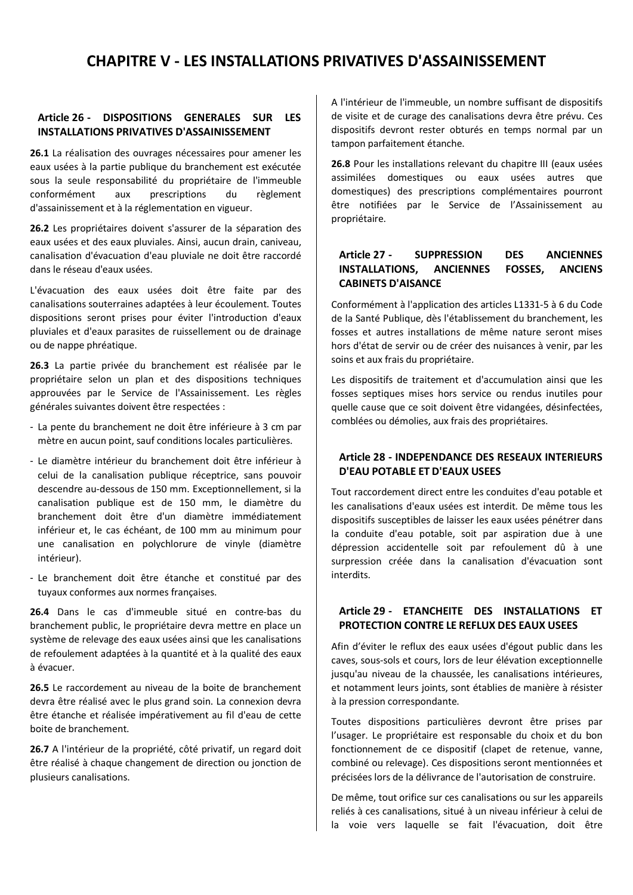# CHAPITRE V - LES INSTALLATIONS PRIVATIVES D'ASSAINISSEMENT

## Article 26 - DISPOSITIONS GENERALES SUR LES INSTALLATIONS PRIVATIVES D'ASSAINISSEMENT

**26.1** La réalisation des ouvrages nécessaires pour amener les eaux usées à la partie publique du branchement est exécutée sous la seule responsabilité du propriétaire de l'immeuble conformément aux prescriptions du règlement d'assainissement et à la réglementation en vigueur.

**26.2** Les propriétaires doivent s'assurer de la séparation des eaux usées et des eaux pluviales. Ainsi, aucun drain, caniveau, canalisation d'évacuation d'eau pluviale ne doit être raccordé dans le réseau d'eaux usées.

L'évacuation des eaux usées doit être faite par des canalisations souterraines adaptées à leur écoulement. Toutes dispositions seront prises pour éviter l'introduction d'eaux pluviales et d'eaux parasites de ruissellement ou de drainage ou de nappe phréatique.

**26.3** La partie privée du branchement est réalisée par le propriétaire selon un plan et des dispositions techniques approuvées par le Service de l'Assainissement. Les règles générales suivantes doivent être respectées :

- La pente du branchement ne doit être inférieure à 3 cm par mètre en aucun point, sauf conditions locales particulières.
- Le diamètre intérieur du branchement doit être inférieur à celui de la canalisation publique réceptrice, sans pouvoir descendre au-dessous de 150 mm. Exceptionnellement, si la canalisation publique est de 150 mm, le diamètre du branchement doit être d'un diamètre immédiatement inférieur et, le cas échéant, de 100 mm au minimum pour une canalisation en polychlorure de vinyle (diamètre intérieur).
- Le branchement doit être étanche et constitué par des tuyaux conformes aux normes françaises.

**26.4** Dans le cas d'immeuble situé en contre-bas du branchement public, le propriétaire devra mettre en place un système de relevage des eaux usées ainsi que les canalisations de refoulement adaptées à la quantité et à la qualité des eaux à évacuer.

**26.5** Le raccordement au niveau de la boite de branchement devra être réalisé avec le plus grand soin. La connexion devra être étanche et réalisée impérativement au fil d'eau de cette boite de branchement.

**26.7** A l'intérieur de la propriété, côté privatif, un regard doit être réalisé à chaque changement de direction ou jonction de plusieurs canalisations.

A l'intérieur de l'immeuble, un nombre suffisant de dispositifs de visite et de curage des canalisations devra être prévu. Ces dispositifs devront rester obturés en temps normal par un tampon parfaitement étanche.

**26.8** Pour les installations relevant du chapitre III (eaux usées assimilées domestiques ou eaux usées autres que domestiques) des prescriptions complémentaires pourront être notifiées par le Service de l'Assainissement au propriétaire.

## Article 27 - SUPPRESSION DES ANCIENNES INSTALLATIONS, ANCIENNES FOSSES, ANCIENS CABINETS D'AISANCE

Conformément à l'application des articles L1331-5 à 6 du Code de la Santé Publique, dès l'établissement du branchement, les fosses et autres installations de même nature seront mises hors d'état de servir ou de créer des nuisances à venir, par les soins et aux frais du propriétaire.

Les dispositifs de traitement et d'accumulation ainsi que les fosses septiques mises hors service ou rendus inutiles pour quelle cause que ce soit doivent être vidangées, désinfectées, comblées ou démolies, aux frais des propriétaires.

## Article 28 - INDEPENDANCE DES RESEAUX INTERIEURS D'EAU POTABLE ET D'EAUX USEES

Tout raccordement direct entre les conduites d'eau potable et les canalisations d'eaux usées est interdit. De même tous les dispositifs susceptibles de laisser les eaux usées pénétrer dans la conduite d'eau potable, soit par aspiration due à une dépression accidentelle soit par refoulement dû à une surpression créée dans la canalisation d'évacuation sont interdits.

## Article 29 - ETANCHEITE DES INSTALLATIONS ET PROTECTION CONTRE LE REFLUX DES EAUX USEES

Afin d'éviter le reflux des eaux usées d'égout public dans les caves, sous-sols et cours, lors de leur élévation exceptionnelle jusqu'au niveau de la chaussée, les canalisations intérieures, et notamment leurs joints, sont établies de manière à résister à la pression correspondante.

Toutes dispositions particulières devront être prises par l'usager. Le propriétaire est responsable du choix et du bon fonctionnement de ce dispositif (clapet de retenue, vanne, combiné ou relevage). Ces dispositions seront mentionnées et précisées lors de la délivrance de l'autorisation de construire.

De même, tout orifice sur ces canalisations ou sur les appareils reliés à ces canalisations, situé à un niveau inférieur à celui de la voie vers laquelle se fait l'évacuation, doit être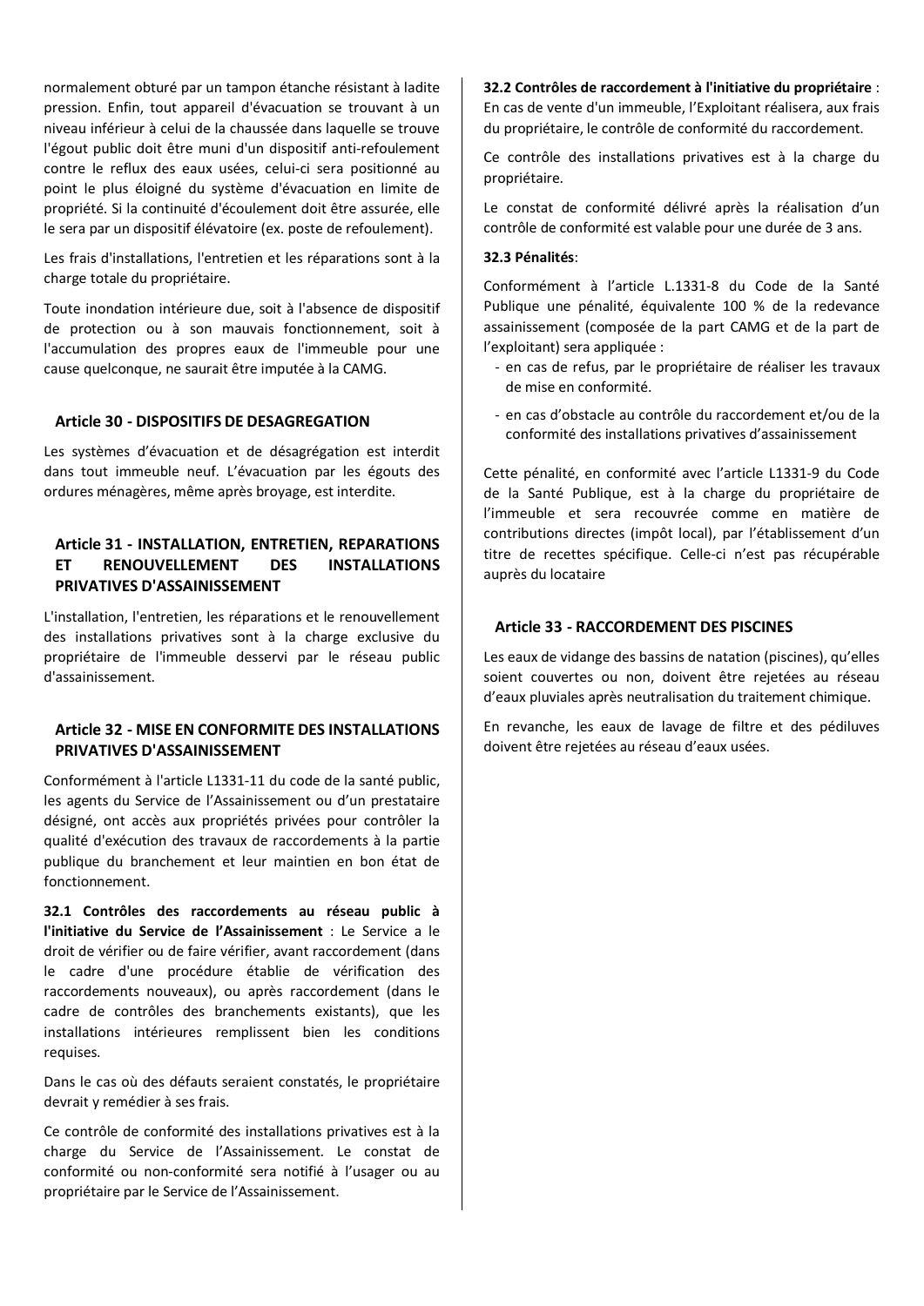normalement obturé par un tampon étanche résistant à ladite pression. Enfin, tout appareil d'évacuation se trouvant à un niveau inférieur à celui de la chaussée dans laquelle se trouve l'égout public doit être muni d'un dispositif anti-refoulement contre le reflux des eaux usées, celui-ci sera positionné au point le plus éloigné du système d'évacuation en limite de propriété. Si la continuité d'écoulement doit être assurée, elle le sera par un dispositif élévatoire (ex. poste de refoulement).

Les frais d'installations, l'entretien et les réparations sont à la charge totale du propriétaire.

Toute inondation intérieure due, soit à l'absence de dispositif de protection ou à son mauvais fonctionnement, soit à l'accumulation des propres eaux de l'immeuble pour une cause quelconque, ne saurait être imputée à la CAMG.

## Article 30 - DISPOSITIFS DE DESAGREGATION

Les systèmes d'évacuation et de désagrégation est interdit dans tout immeuble neuf. L'évacuation par les égouts des ordures ménagères, même après broyage, est interdite.

## Article 31 - INSTALLATION, ENTRETIEN, REPARATIONS ET RENOUVELLEMENT DES INSTALLATIONS PRIVATIVES D'ASSAINISSEMENT

L'installation, l'entretien, les réparations et le renouvellement des installations privatives sont à la charge exclusive du propriétaire de l'immeuble desservi par le réseau public d'assainissement.

## Article 32 - MISE EN CONFORMITE DES INSTALLATIONS PRIVATIVES D'ASSAINISSEMENT

Conformément à l'article L1331-11 du code de la santé public, les agents du Service de l'Assainissement ou d'un prestataire désigné, ont accès aux propriétés privées pour contrôler la qualité d'exécution des travaux de raccordements à la partie publique du branchement et leur maintien en bon état de fonctionnement.

**32.1 Contrôles des raccordements au réseau public à l'initiative du Service de l'Assainissement** : Le Service a le droit de vérifier ou de faire vérifier, avant raccordement (dans le cadre d'une procédure établie de vérification des raccordements nouveaux), ou après raccordement (dans le cadre de contrôles des branchements existants), que les installations intérieures remplissent bien les conditions requises.

Dans le cas où des défauts seraient constatés, le propriétaire devrait y remédier à ses frais.

Ce contrôle de conformité des installations privatives est à la charge du Service de l'Assainissement. Le constat de conformité ou non-conformité sera notifié à l'usager ou au propriétaire par le Service de l'Assainissement.

**32.2 Contrôles de raccordement à l'initiative du propriétaire** : En cas de vente d'un immeuble, l'Exploitant réalisera, aux frais du propriétaire, le contrôle de conformité du raccordement.

Ce contrôle des installations privatives est à la charge du propriétaire.

Le constat de conformité délivré après la réalisation d'un contrôle de conformité est valable pour une durée de 3 ans.

**32.3 Pénalités**:

Conformément à l'article L.1331-8 du Code de la Santé Publique une pénalité, équivalente 100 % de la redevance assainissement (composée de la part CAMG et de la part de l'exploitant) sera appliquée :

- en cas de refus, par le propriétaire de réaliser les travaux de mise en conformité.
- en cas d'obstacle au contrôle du raccordement et/ou de la conformité des installations privatives d'assainissement

Cette pénalité, en conformité avec l'article L1331-9 du Code de la Santé Publique, est à la charge du propriétaire de l'immeuble et sera recouvrée comme en matière de contributions directes (impôt local), par l'établissement d'un titre de recettes spécifique. Celle-ci n'est pas récupérable auprès du locataire

## Article 33 - RACCORDEMENT DES PISCINES

Les eaux de vidange des bassins de natation (piscines), qu'elles soient couvertes ou non, doivent être rejetées au réseau d'eaux pluviales après neutralisation du traitement chimique.

En revanche, les eaux de lavage de filtre et des pédiluves doivent être rejetées au réseau d'eaux usées.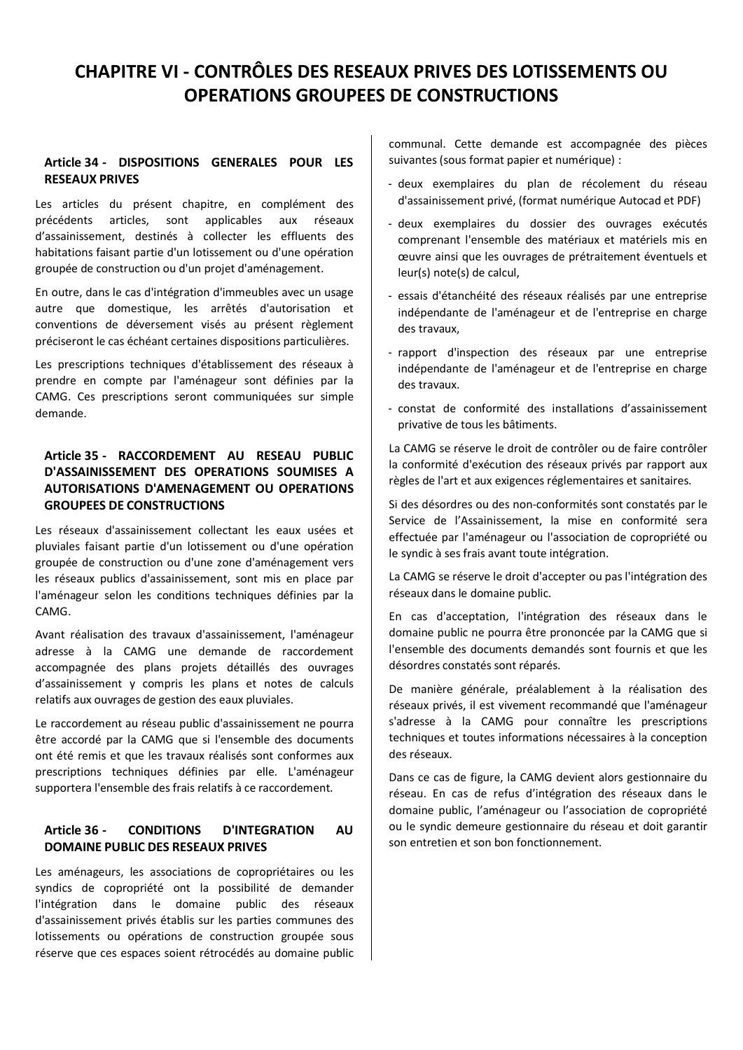# CHAPITRE VI - CONTRÔLES DES RESEAUX PRIVES DES LOTISSEMENTS OU OPERATIONS GROUPEES DE CONSTRUCTIONS

### Article 34 - DISPOSITIONS GENERALES POUR LES RESEAUX PRIVES

Les articles du présent chapitre, en complément des précédents articles, sont applicables aux réseaux d'assainissement, destinés à collecter les effluents des habitations faisant partie d'un lotissement ou d'une opération groupée de construction ou d'un projet d'aménagement.

En outre, dans le cas d'intégration d'immeubles avec un usage autre que domestique, les arrêtés d'autorisation et conventions de déversement visés au présent règlement préciseront le cas échéant certaines dispositions particulières.

Les prescriptions techniques d'établissement des réseaux à prendre en compte par l'aménageur sont définies par la CAMG. Ces prescriptions seront communiquées sur simple demande.

### Article 35 - RACCORDEMENT AU RESEAU PUBLIC D'ASSAINISSEMENT DES OPERATIONS SOUMISES A AUTORISATIONS D'AMENAGEMENT OU OPERATIONS GROUPEES DE CONSTRUCTIONS

Les réseaux d'assainissement collectant les eaux usées et pluviales faisant partie d'un lotissement ou d'une opération groupée de construction ou d'une zone d'aménagement vers les réseaux publics d'assainissement, sont mis en place par l'aménageur selon les conditions techniques définies par la CAMG.

Avant réalisation des travaux d'assainissement, l'aménageur adresse à la CAMG une demande de raccordement accompagnée des plans projets détaillés des ouvrages d'assainissement y compris les plans et notes de calculs relatifs aux ouvrages de gestion des eaux pluviales.

Le raccordement au réseau public d'assainissement ne pourra être accordé par la CAMG que si l'ensemble des documents ont été remis et que les travaux réalisés sont conformes aux prescriptions techniques définies par elle. L'aménageur supportera l'ensemble des frais relatifs à ce raccordement.

### Article 36 - CONDITIONS D'INTEGRATION AU DOMAINE PUBLIC DES RESEAUX PRIVES

Les aménageurs, les associations de copropriétaires ou les syndics de copropriété ont la possibilité de demander l'intégration dans le domaine public des réseaux d'assainissement privés établis sur les parties communes des lotissements ou opérations de construction groupée sous réserve que ces espaces soient rétrocédés au domaine public communal. Cette demande est accompagnée des pièces suivantes (sous format papier et numérique) :

- deux exemplaires du plan de récolement du réseau d'assainissement privé, (format numérique Autocad et PDF)
- deux exemplaires du dossier des ouvrages exécutés comprenant l'ensemble des matériaux et matériels mis en œuvre ainsi que les ouvrages de prétraitement éventuels et leur(s) note(s) de calcul,
- essais d'étanchéité des réseaux réalisés par une entreprise indépendante de l'aménageur et de l'entreprise en charge des travaux,
- rapport d'inspection des réseaux par une entreprise indépendante de l'aménageur et de l'entreprise en charge des travaux.
- constat de conformité des installations d'assainissement privative de tous les bâtiments.

La CAMG se réserve le droit de contrôler ou de faire contrôler la conformité d'exécution des réseaux privés par rapport aux règles de l'art et aux exigences réglementaires et sanitaires.

Si des désordres ou des non-conformités sont constatés par le Service de l'Assainissement, la mise en conformité sera effectuée par l'aménageur ou l'association de copropriété ou le syndic à ses frais avant toute intégration.

La CAMG se réserve le droit d'accepter ou pas l'intégration des réseaux dans le domaine public.

En cas d'acceptation, l'intégration des réseaux dans le domaine public ne pourra être prononcée par la CAMG que si l'ensemble des documents demandés sont fournis et que les désordres constatés sont réparés.

De manière générale, préalablement à la réalisation des réseaux privés, il est vivement recommandé que l'aménageur s'adresse à la CAMG pour connaître les prescriptions techniques et toutes informations nécessaires à la conception des réseaux.

Dans ce cas de figure, la CAMG devient alors gestionnaire du réseau. En cas de refus d'intégration des réseaux dans le domaine public, l'aménageur ou l'association de copropriété ou le syndic demeure gestionnaire du réseau et doit garantir son entretien et son bon fonctionnement.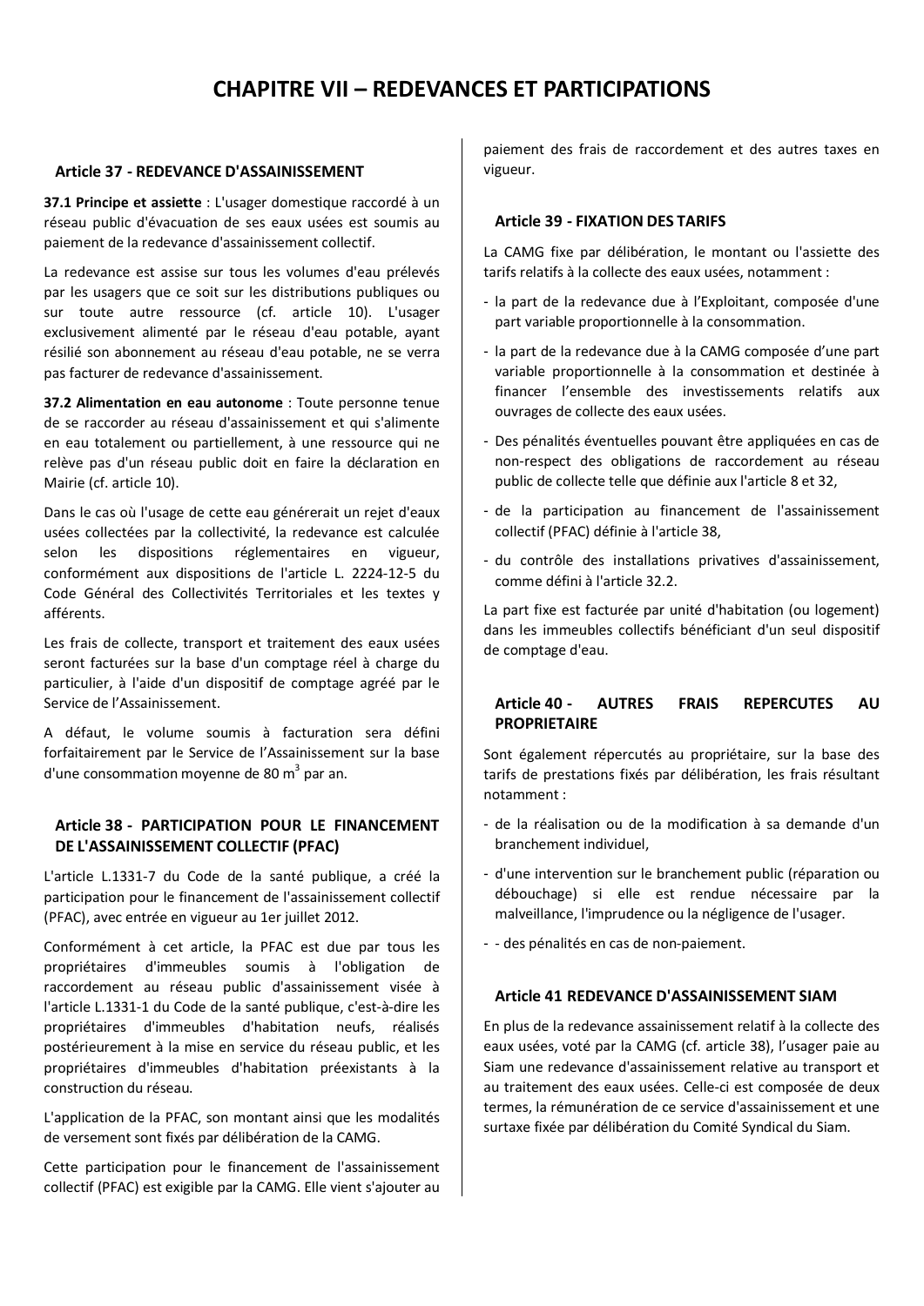# CHAPITRE VII – REDEVANCES ET PARTICIPATIONS

## Article 37 - REDEVANCE D'ASSAINISSEMENT

**37.1 Principe et assiette** : L'usager domestique raccordé à un réseau public d'évacuation de ses eaux usées est soumis au paiement de la redevance d'assainissement collectif.

La redevance est assise sur tous les volumes d'eau prélevés par les usagers que ce soit sur les distributions publiques ou sur toute autre ressource (cf. article 10). L'usager exclusivement alimenté par le réseau d'eau potable, ayant résilié son abonnement au réseau d'eau potable, ne se verra pas facturer de redevance d'assainissement.

**37.2 Alimentation en eau autonome** : Toute personne tenue de se raccorder au réseau d'assainissement et qui s'alimente en eau totalement ou partiellement, à une ressource qui ne relève pas d'un réseau public doit en faire la déclaration en Mairie (cf. article 10).

Dans le cas où l'usage de cette eau générerait un rejet d'eaux usées collectées par la collectivité, la redevance est calculée selon les dispositions réglementaires en vigueur, conformément aux dispositions de l'article L. 2224-12-5 du Code Général des Collectivités Territoriales et les textes y afférents.

Les frais de collecte, transport et traitement des eaux usées seront facturées sur la base d'un comptage réel à charge du particulier, à l'aide d'un dispositif de comptage agréé par le Service de l'Assainissement.

A défaut, le volume soumis à facturation sera défini forfaitairement par le Service de l'Assainissement sur la base d'une consommation moyenne de 80 m$^3$ par an.

## Article 38 - PARTICIPATION POUR LE FINANCEMENT DE L'ASSAINISSEMENT COLLECTIF (PFAC)

L'article L.1331-7 du Code de la santé publique, a créé la participation pour le financement de l'assainissement collectif (PFAC), avec entrée en vigueur au 1er juillet 2012.

Conformément à cet article, la PFAC est due par tous les propriétaires d'immeubles soumis à l'obligation de raccordement au réseau public d'assainissement visée à l'article L.1331-1 du Code de la santé publique, c'est-à-dire les propriétaires d'immeubles d'habitation neufs, réalisés postérieurement à la mise en service du réseau public, et les propriétaires d'immeubles d'habitation préexistants à la construction du réseau.

L'application de la PFAC, son montant ainsi que les modalités de versement sont fixés par délibération de la CAMG.

Cette participation pour le financement de l'assainissement collectif (PFAC) est exigible par la CAMG. Elle vient s'ajouter au paiement des frais de raccordement et des autres taxes en vigueur.

## Article 39 - FIXATION DES TARIFS

La CAMG fixe par délibération, le montant ou l'assiette des tarifs relatifs à la collecte des eaux usées, notamment :

- la part de la redevance due à l'Exploitant, composée d'une part variable proportionnelle à la consommation.
- la part de la redevance due à la CAMG composée d'une part variable proportionnelle à la consommation et destinée à financer l'ensemble des investissements relatifs aux ouvrages de collecte des eaux usées.
- Des pénalités éventuelles pouvant être appliquées en cas de non-respect des obligations de raccordement au réseau public de collecte telle que définie aux l'article 8 et 32,
- de la participation au financement de l'assainissement collectif (PFAC) définie à l'article 38,
- du contrôle des installations privatives d'assainissement, comme défini à l'article 32.2.

La part fixe est facturée par unité d'habitation (ou logement) dans les immeubles collectifs bénéficiant d'un seul dispositif de comptage d'eau.

## Article 40 - AUTRES FRAIS REPERCUTES AU PROPRIETAIRE

Sont également répercutés au propriétaire, sur la base des tarifs de prestations fixés par délibération, les frais résultant notamment :

- de la réalisation ou de la modification à sa demande d'un branchement individuel,
- d'une intervention sur le branchement public (réparation ou débouchage) si elle est rendue nécessaire par la malveillance, l'imprudence ou la négligence de l'usager.
- - des pénalités en cas de non-paiement.

## Article 41 REDEVANCE D'ASSAINISSEMENT SIAM

En plus de la redevance assainissement relatif à la collecte des eaux usées, voté par la CAMG (cf. article 38), l'usager paie au Siam une redevance d'assainissement relative au transport et au traitement des eaux usées. Celle-ci est composée de deux termes, la rémunération de ce service d'assainissement et une surtaxe fixée par délibération du Comité Syndical du Siam.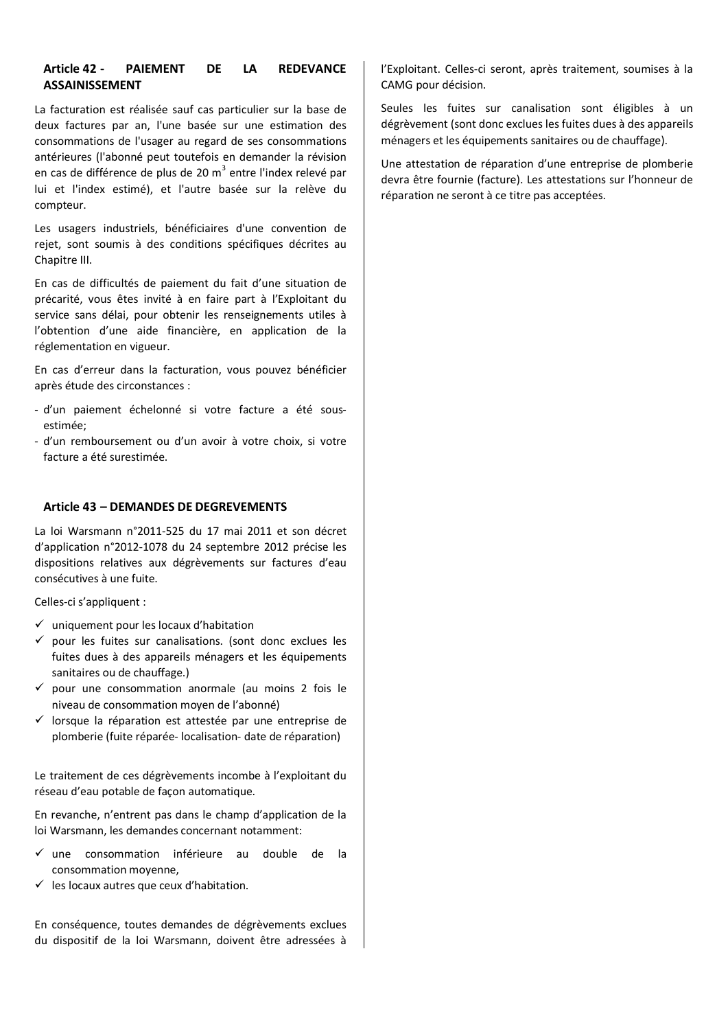### Article 42 - PAIEMENT DE LA REDEVANCE ASSAINISSEMENT

La facturation est réalisée sauf cas particulier sur la base de deux factures par an, l'une basée sur une estimation des consommations de l'usager au regard de ses consommations antérieures (l'abonné peut toutefois en demander la révision en cas de différence de plus de 20 m$^3$ entre l'index relevé par lui et l'index estimé), et l'autre basée sur la relève du compteur.

Les usagers industriels, bénéficiaires d'une convention de rejet, sont soumis à des conditions spécifiques décrites au Chapitre III.

En cas de difficultés de paiement du fait d'une situation de précarité, vous êtes invité à en faire part à l'Exploitant du service sans délai, pour obtenir les renseignements utiles à l'obtention d'une aide financière, en application de la réglementation en vigueur.

En cas d'erreur dans la facturation, vous pouvez bénéficier après étude des circonstances :

- d'un paiement échelonné si votre facture a été sous-estimée;
- d'un remboursement ou d'un avoir à votre choix, si votre facture a été surestimée.

### Article 43 – DEMANDES DE DEGREVEMENTS

La loi Warsmann n°2011-525 du 17 mai 2011 et son décret d'application n°2012-1078 du 24 septembre 2012 précise les dispositions relatives aux dégrèvements sur factures d'eau consécutives à une fuite.

Celles-ci s'appliquent :

- ✓ uniquement pour les locaux d'habitation
- ✓ pour les fuites sur canalisations. (sont donc exclues les fuites dues à des appareils ménagers et les équipements sanitaires ou de chauffage.)
- ✓ pour une consommation anormale (au moins 2 fois le niveau de consommation moyen de l'abonné)
- ✓ lorsque la réparation est attestée par une entreprise de plomberie (fuite réparée- localisation- date de réparation)

Le traitement de ces dégrèvements incombe à l'exploitant du réseau d'eau potable de façon automatique.

En revanche, n'entrent pas dans le champ d'application de la loi Warsmann, les demandes concernant notamment:

- ✓ une consommation inférieure au double de la consommation moyenne,
- ✓ les locaux autres que ceux d'habitation.

En conséquence, toutes demandes de dégrèvements exclues du dispositif de la loi Warsmann, doivent être adressées à l'Exploitant. Celles-ci seront, après traitement, soumises à la CAMG pour décision.

Seules les fuites sur canalisation sont éligibles à un dégrèvement (sont donc exclues les fuites dues à des appareils ménagers et les équipements sanitaires ou de chauffage).

Une attestation de réparation d'une entreprise de plomberie devra être fournie (facture). Les attestations sur l'honneur de réparation ne seront à ce titre pas acceptées.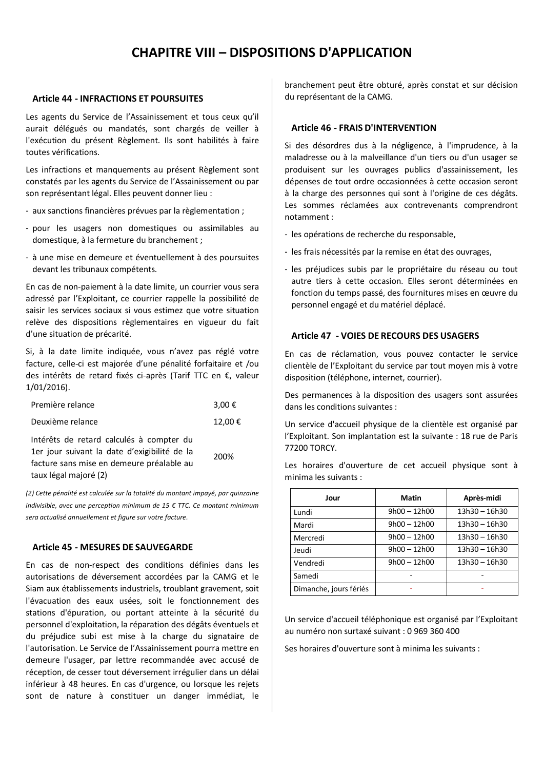# CHAPITRE VIII – DISPOSITIONS D'APPLICATION

### Article 44 - INFRACTIONS ET POURSUITES

Les agents du Service de l'Assainissement et tous ceux qu'il aurait délégués ou mandatés, sont chargés de veiller à l'exécution du présent Règlement. Ils sont habilités à faire toutes vérifications.

Les infractions et manquements au présent Règlement sont constatés par les agents du Service de l'Assainissement ou par son représentant légal. Elles peuvent donner lieu :

- aux sanctions financières prévues par la règlementation ;
- pour les usagers non domestiques ou assimilables au domestique, à la fermeture du branchement ;
- à une mise en demeure et éventuellement à des poursuites devant les tribunaux compétents.

En cas de non-paiement à la date limite, un courrier vous sera adressé par l'Exploitant, ce courrier rappelle la possibilité de saisir les services sociaux si vous estimez que votre situation relève des dispositions règlementaires en vigueur du fait d'une situation de précarité.

Si, à la date limite indiquée, vous n'avez pas réglé votre facture, celle-ci est majorée d'une pénalité forfaitaire et /ou des intérêts de retard fixés ci-après (Tarif TTC en €, valeur 1/01/2016).

| | |
|---|---|
| Première relance | 3,00 € |
| Deuxième relance | 12,00 € |
| Intérêts de retard calculés à compter du 1er jour suivant la date d'exigibilité de la facture sans mise en demeure préalable au taux légal majoré (2) | 200% |

*(2) Cette pénalité est calculée sur la totalité du montant impayé, par quinzaine indivisible, avec une perception minimum de 15 € TTC. Ce montant minimum sera actualisé annuellement et figure sur votre facture.*

### Article 45 - MESURES DE SAUVEGARDE

En cas de non-respect des conditions définies dans les autorisations de déversement accordées par la CAMG et le Siam aux établissements industriels, troublant gravement, soit l'évacuation des eaux usées, soit le fonctionnement des stations d'épuration, ou portant atteinte à la sécurité du personnel d'exploitation, la réparation des dégâts éventuels et du préjudice subi est mise à la charge du signataire de l'autorisation. Le Service de l'Assainissement pourra mettre en demeure l'usager, par lettre recommandée avec accusé de réception, de cesser tout déversement irrégulier dans un délai inférieur à 48 heures. En cas d'urgence, ou lorsque les rejets sont de nature à constituer un danger immédiat, le branchement peut être obturé, après constat et sur décision du représentant de la CAMG.

### Article 46 - FRAIS D'INTERVENTION

Si des désordres dus à la négligence, à l'imprudence, à la maladresse ou à la malveillance d'un tiers ou d'un usager se produisent sur les ouvrages publics d'assainissement, les dépenses de tout ordre occasionnées à cette occasion seront à la charge des personnes qui sont à l'origine de ces dégâts. Les sommes réclamées aux contrevenants comprendront notamment :

- les opérations de recherche du responsable,
- les frais nécessités par la remise en état des ouvrages,
- les préjudices subis par le propriétaire du réseau ou tout autre tiers à cette occasion. Elles seront déterminées en fonction du temps passé, des fournitures mises en œuvre du personnel engagé et du matériel déplacé.

### Article 47 - VOIES DE RECOURS DES USAGERS

En cas de réclamation, vous pouvez contacter le service clientèle de l'Exploitant du service par tout moyen mis à votre disposition (téléphone, internet, courrier).

Des permanences à la disposition des usagers sont assurées dans les conditions suivantes :

Un service d'accueil physique de la clientèle est organisé par l'Exploitant. Son implantation est la suivante : 18 rue de Paris 77200 TORCY.

Les horaires d'ouverture de cet accueil physique sont à minima les suivants :

| Jour | Matin | Après-midi |
|---|---|---|
| Lundi | 9h00 – 12h00 | 13h30 – 16h30 |
| Mardi | 9h00 – 12h00 | 13h30 – 16h30 |
| Mercredi | 9h00 – 12h00 | 13h30 – 16h30 |
| Jeudi | 9h00 – 12h00 | 13h30 – 16h30 |
| Vendredi | 9h00 – 12h00 | 13h30 – 16h30 |
| Samedi | - | - |
| Dimanche, jours fériés | - | - |

Un service d'accueil téléphonique est organisé par l'Exploitant au numéro non surtaxé suivant : 0 969 360 400

Ses horaires d'ouverture sont à minima les suivants :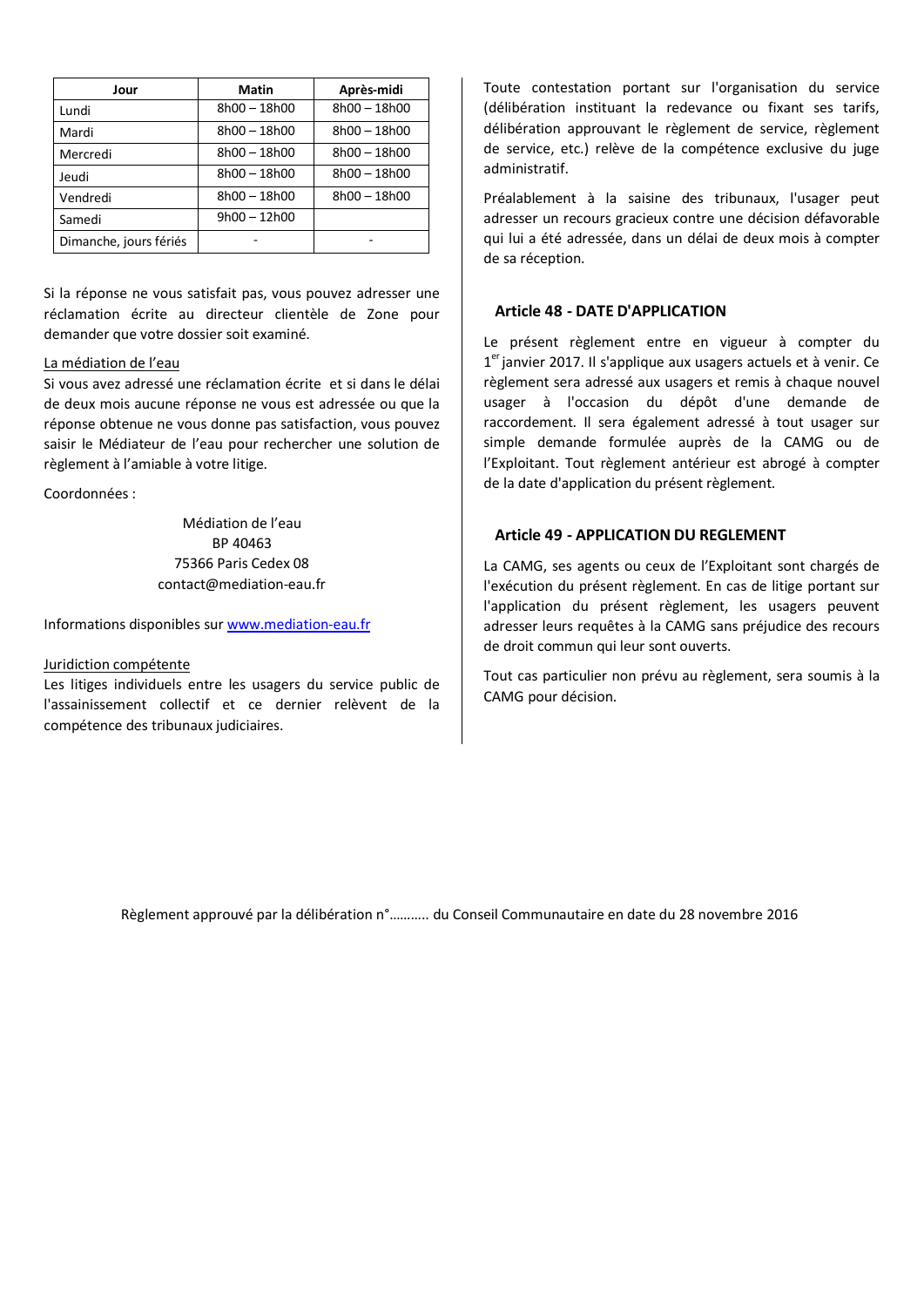| Jour | Matin | Après-midi |
| --- | --- | --- |
| Lundi | 8h00 – 18h00 | 8h00 – 18h00 |
| Mardi | 8h00 – 18h00 | 8h00 – 18h00 |
| Mercredi | 8h00 – 18h00 | 8h00 – 18h00 |
| Jeudi | 8h00 – 18h00 | 8h00 – 18h00 |
| Vendredi | 8h00 – 18h00 | 8h00 – 18h00 |
| Samedi | 9h00 – 12h00 | |
| Dimanche, jours fériés | - | - |

Si la réponse ne vous satisfait pas, vous pouvez adresser une réclamation écrite au directeur clientèle de Zone pour demander que votre dossier soit examiné.

La médiation de l'eau

Si vous avez adressé une réclamation écrite et si dans le délai de deux mois aucune réponse ne vous est adressée ou que la réponse obtenue ne vous donne pas satisfaction, vous pouvez saisir le Médiateur de l'eau pour rechercher une solution de règlement à l'amiable à votre litige.

Coordonnées :

Médiation de l'eau
BP 40463
75366 Paris Cedex 08
contact@mediation-eau.fr

Informations disponibles sur www.mediation-eau.fr

Juridiction compétente

Les litiges individuels entre les usagers du service public de l'assainissement collectif et ce dernier relèvent de la compétence des tribunaux judiciaires.

Toute contestation portant sur l'organisation du service (délibération instituant la redevance ou fixant ses tarifs, délibération approuvant le règlement de service, règlement de service, etc.) relève de la compétence exclusive du juge administratif.

Préalablement à la saisine des tribunaux, l'usager peut adresser un recours gracieux contre une décision défavorable qui lui a été adressée, dans un délai de deux mois à compter de sa réception.

## Article 48 - DATE D'APPLICATION

Le présent règlement entre en vigueur à compter du 1er janvier 2017. Il s'applique aux usagers actuels et à venir. Ce règlement sera adressé aux usagers et remis à chaque nouvel usager à l'occasion du dépôt d'une demande de raccordement. Il sera également adressé à tout usager sur simple demande formulée auprès de la CAMG ou de l'Exploitant. Tout règlement antérieur est abrogé à compter de la date d'application du présent règlement.

## Article 49 - APPLICATION DU REGLEMENT

La CAMG, ses agents ou ceux de l'Exploitant sont chargés de l'exécution du présent règlement. En cas de litige portant sur l'application du présent règlement, les usagers peuvent adresser leurs requêtes à la CAMG sans préjudice des recours de droit commun qui leur sont ouverts.

Tout cas particulier non prévu au règlement, sera soumis à la CAMG pour décision.

Règlement approuvé par la délibération n°……….. du Conseil Communautaire en date du 28 novembre 2016